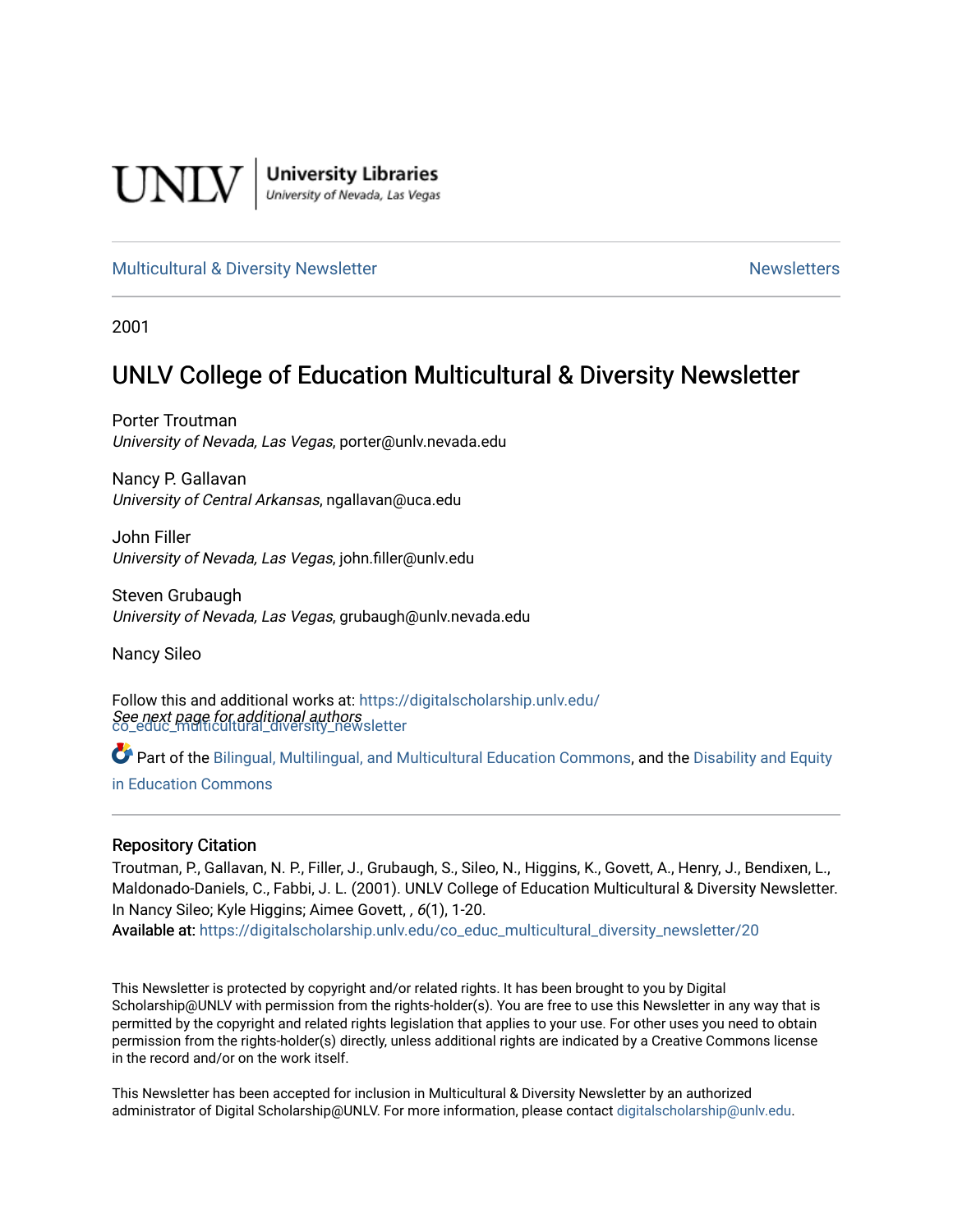UNLV | University Libraries
University of Nevada, Las Vegas

Multicultural & Diversity Newsletter | Newsletters

2001

# UNLV College of Education Multicultural & Diversity Newsletter

Porter Troutman
*University of Nevada, Las Vegas*, porter@unlv.nevada.edu

Nancy P. Gallavan
*University of Central Arkansas*, ngallavan@uca.edu

John Filler
*University of Nevada, Las Vegas*, john.filler@unlv.edu

Steven Grubaugh
*University of Nevada, Las Vegas*, grubaugh@unlv.nevada.edu

Nancy Sileo

*See next page for additional authors*

Follow this and additional works at: https://digitalscholarship.unlv.edu/co_educ_multicultural_diversity_newsletter

Part of the Bilingual, Multilingual, and Multicultural Education Commons, and the Disability and Equity in Education Commons

## Repository Citation

Troutman, P., Gallavan, N. P., Filler, J., Grubaugh, S., Sileo, N., Higgins, K., Govett, A., Henry, J., Bendixen, L., Maldonado-Daniels, C., Fabbi, J. L. (2001). UNLV College of Education Multicultural & Diversity Newsletter. In Nancy Sileo; Kyle Higgins; Aimee Govett, , *6*(1), 1-20.
**Available at:** https://digitalscholarship.unlv.edu/co_educ_multicultural_diversity_newsletter/20

This Newsletter is protected by copyright and/or related rights. It has been brought to you by Digital Scholarship@UNLV with permission from the rights-holder(s). You are free to use this Newsletter in any way that is permitted by the copyright and related rights legislation that applies to your use. For other uses you need to obtain permission from the rights-holder(s) directly, unless additional rights are indicated by a Creative Commons license in the record and/or on the work itself.

This Newsletter has been accepted for inclusion in Multicultural & Diversity Newsletter by an authorized administrator of Digital Scholarship@UNLV. For more information, please contact digitalscholarship@unlv.edu.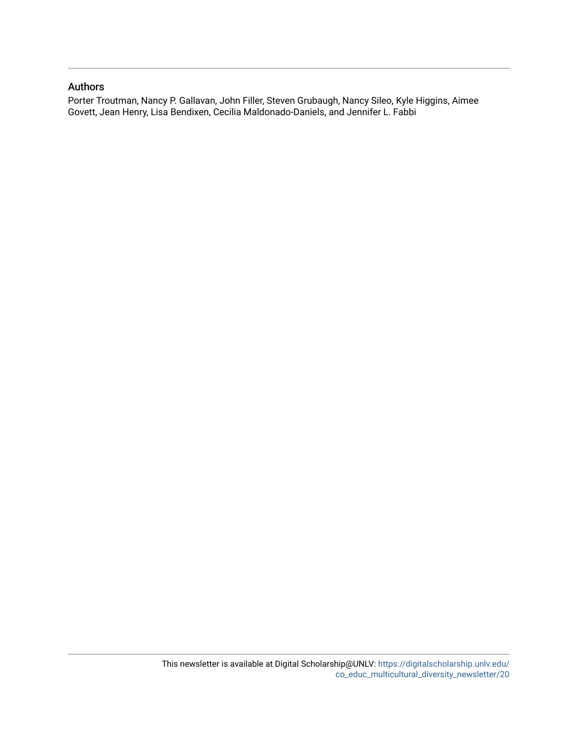## Authors

Porter Troutman, Nancy P. Gallavan, John Filler, Steven Grubaugh, Nancy Sileo, Kyle Higgins, Aimee Govett, Jean Henry, Lisa Bendixen, Cecilia Maldonado-Daniels, and Jennifer L. Fabbi

This newsletter is available at Digital Scholarship@UNLV: https://digitalscholarship.unlv.edu/co_educ_multicultural_diversity_newsletter/20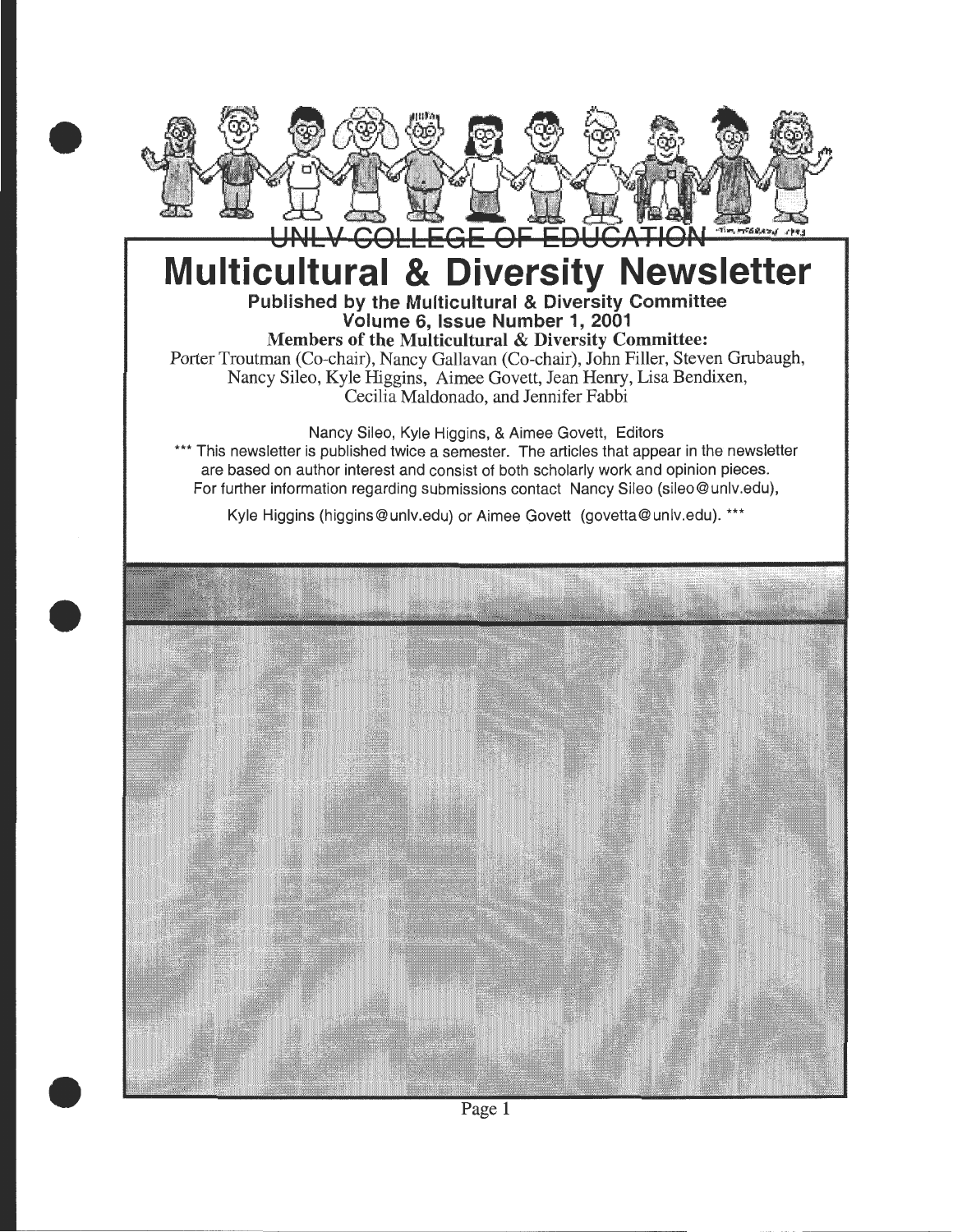UNLV COLLEGE OF EDUCATION

# Multicultural & Diversity Newsletter

**Published by the Multicultural & Diversity Committee**
**Volume 6, Issue Number 1, 2001**
**Members of the Multicultural & Diversity Committee:**
Porter Troutman (Co-chair), Nancy Gallavan (Co-chair), John Filler, Steven Grubaugh, Nancy Sileo, Kyle Higgins, Aimee Govett, Jean Henry, Lisa Bendixen, Cecilia Maldonado, and Jennifer Fabbi

Nancy Sileo, Kyle Higgins, & Aimee Govett, Editors

*** This newsletter is published twice a semester. The articles that appear in the newsletter are based on author interest and consist of both scholarly work and opinion pieces. For further information regarding submissions contact Nancy Sileo (sileo@unlv.edu), Kyle Higgins (higgins@unlv.edu) or Aimee Govett (govetta@unlv.edu). ***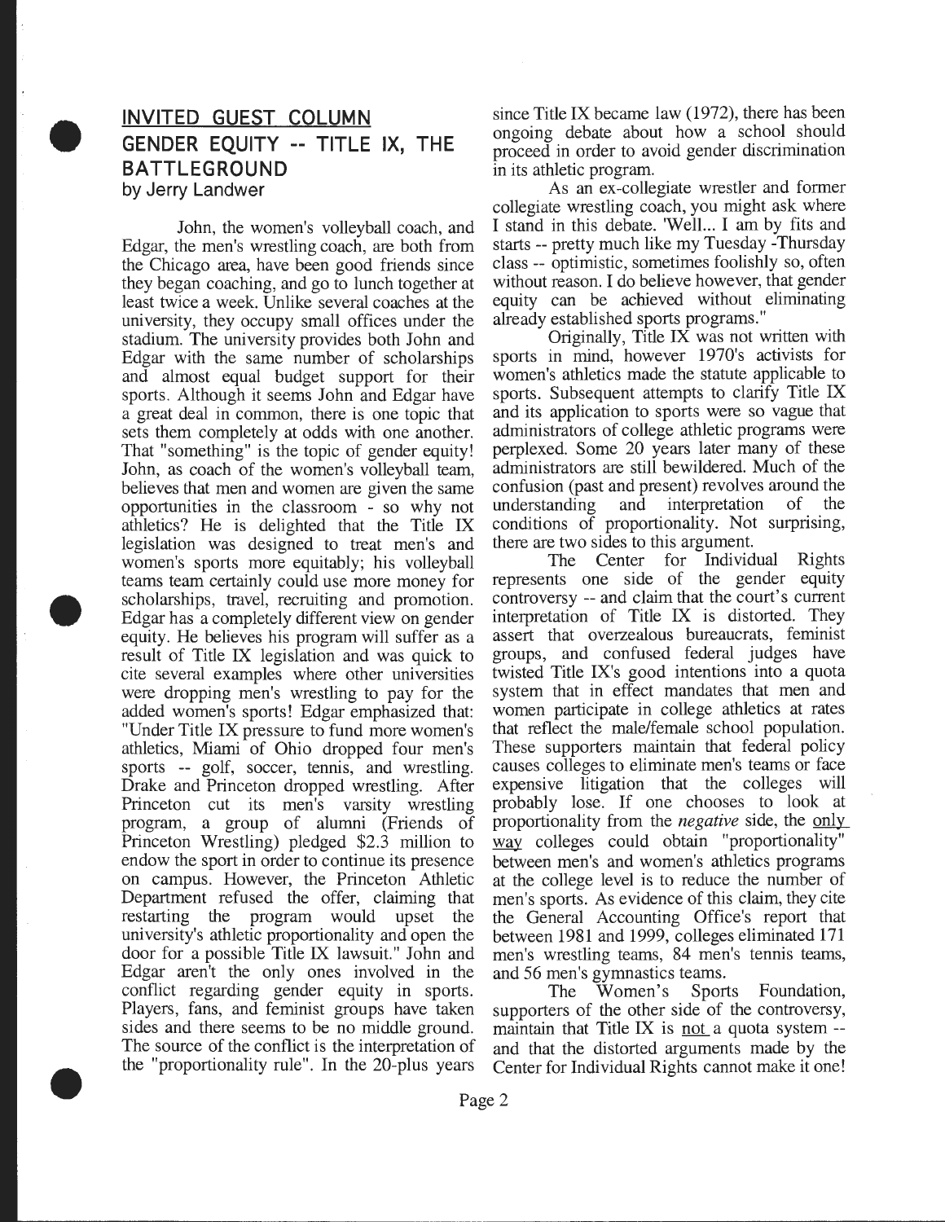## INVITED GUEST COLUMN

## GENDER EQUITY -- TITLE IX, THE BATTLEGROUND

by Jerry Landwer

John, the women's volleyball coach, and Edgar, the men's wrestling coach, are both from the Chicago area, have been good friends since they began coaching, and go to lunch together at least twice a week. Unlike several coaches at the university, they occupy small offices under the stadium. The university provides both John and Edgar with the same number of scholarships and almost equal budget support for their sports. Although it seems John and Edgar have a great deal in common, there is one topic that sets them completely at odds with one another. That "something" is the topic of gender equity! John, as coach of the women's volleyball team, believes that men and women are given the same opportunities in the classroom - so why not athletics? He is delighted that the Title IX legislation was designed to treat men's and women's sports more equitably; his volleyball teams team certainly could use more money for scholarships, travel, recruiting and promotion. Edgar has a completely different view on gender equity. He believes his program will suffer as a result of Title IX legislation and was quick to cite several examples where other universities were dropping men's wrestling to pay for the added women's sports! Edgar emphasized that: "Under Title IX pressure to fund more women's athletics, Miami of Ohio dropped four men's sports -- golf, soccer, tennis, and wrestling. Drake and Princeton dropped wrestling. After Princeton cut its men's varsity wrestling program, a group of alumni (Friends of Princeton Wrestling) pledged $2.3 million to endow the sport in order to continue its presence on campus. However, the Princeton Athletic Department refused the offer, claiming that restarting the program would upset the university's athletic proportionality and open the door for a possible Title IX lawsuit." John and Edgar aren't the only ones involved in the conflict regarding gender equity in sports. Players, fans, and feminist groups have taken sides and there seems to be no middle ground. The source of the conflict is the interpretation of the "proportionality rule". In the 20-plus years since Title IX became law (1972), there has been ongoing debate about how a school should proceed in order to avoid gender discrimination in its athletic program.

As an ex-collegiate wrestler and former collegiate wrestling coach, you might ask where I stand in this debate. 'Well... I am by fits and starts -- pretty much like my Tuesday -Thursday class -- optimistic, sometimes foolishly so, often without reason. I do believe however, that gender equity can be achieved without eliminating already established sports programs."

Originally, Title IX was not written with sports in mind, however 1970's activists for women's athletics made the statute applicable to sports. Subsequent attempts to clarify Title IX and its application to sports were so vague that administrators of college athletic programs were perplexed. Some 20 years later many of these administrators are still bewildered. Much of the confusion (past and present) revolves around the understanding and interpretation of the conditions of proportionality. Not surprising, there are two sides to this argument.

The Center for Individual Rights represents one side of the gender equity controversy -- and claim that the court's current interpretation of Title IX is distorted. They assert that overzealous bureaucrats, feminist groups, and confused federal judges have twisted Title IX's good intentions into a quota system that in effect mandates that men and women participate in college athletics at rates that reflect the male/female school population. These supporters maintain that federal policy causes colleges to eliminate men's teams or face expensive litigation that the colleges will probably lose. If one chooses to look at proportionality from the *negative* side, the <u>only way</u> colleges could obtain "proportionality" between men's and women's athletics programs at the college level is to reduce the number of men's sports. As evidence of this claim, they cite the General Accounting Office's report that between 1981 and 1999, colleges eliminated 171 men's wrestling teams, 84 men's tennis teams, and 56 men's gymnastics teams.

The Women's Sports Foundation, supporters of the other side of the controversy, maintain that Title IX is <u>not</u> a quota system -- and that the distorted arguments made by the Center for Individual Rights cannot make it one!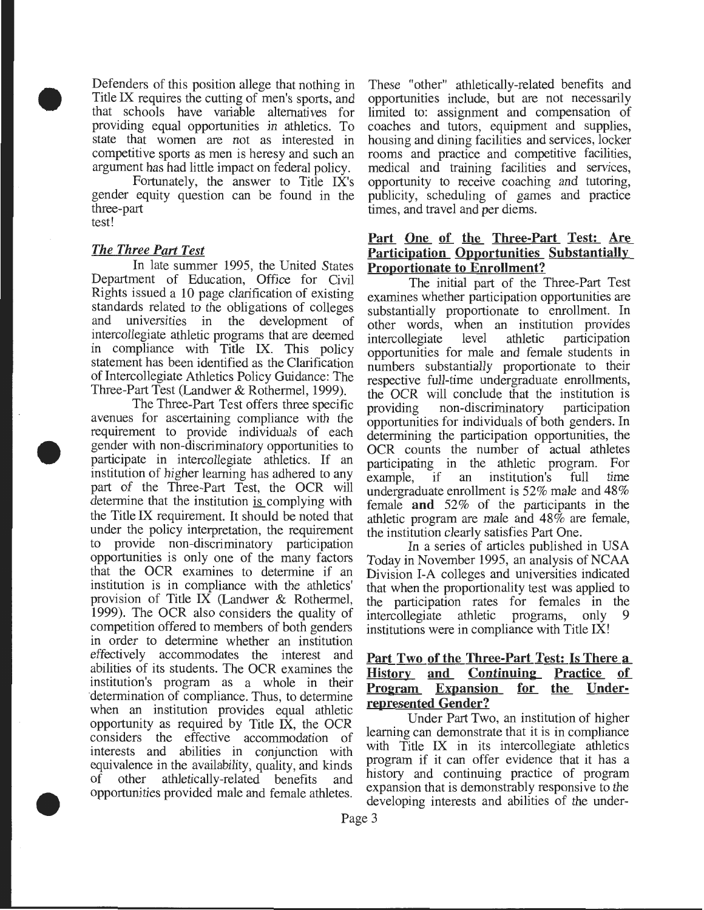Defenders of this position allege that nothing in Title IX requires the cutting of men's sports, and that schools have variable alternatives for providing equal opportunities in athletics. To state that women are not as interested in competitive sports as men is heresy and such an argument has had little impact on federal policy.

Fortunately, the answer to Title IX's gender equity question can be found in the three-part test!

### *The Three Part Test*

In late summer 1995, the United States Department of Education, Office for Civil Rights issued a 10 page clarification of existing standards related to the obligations of colleges and universities in the development of intercollegiate athletic programs that are deemed in compliance with Title IX. This policy statement has been identified as the Clarification of Intercollegiate Athletics Policy Guidance: The Three-Part Test (Landwer & Rothermel, 1999).

The Three-Part Test offers three specific avenues for ascertaining compliance with the requirement to provide individuals of each gender with non-discriminatory opportunities to participate in intercollegiate athletics. If an institution of higher learning has adhered to any part of the Three-Part Test, the OCR will determine that the institution is complying with the Title IX requirement. It should be noted that under the policy interpretation, the requirement to provide non-discriminatory participation opportunities is only one of the many factors that the OCR examines to determine if an institution is in compliance with the athletics' provision of Title IX (Landwer & Rothermel, 1999). The OCR also considers the quality of competition offered to members of both genders in order to determine whether an institution effectively accommodates the interest and abilities of its students. The OCR examines the institution's program as a whole in their determination of compliance. Thus, to determine when an institution provides equal athletic opportunity as required by Title IX, the OCR considers the effective accommodation of interests and abilities in conjunction with equivalence in the availability, quality, and kinds of other athletically-related benefits and opportunities provided male and female athletes. These "other" athletically-related benefits and opportunities include, but are not necessarily limited to: assignment and compensation of coaches and tutors, equipment and supplies, housing and dining facilities and services, locker rooms and practice and competitive facilities, medical and training facilities and services, opportunity to receive coaching and tutoring, publicity, scheduling of games and practice times, and travel and per diems.

### Part One of the Three-Part Test: Are Participation Opportunities Substantially Proportionate to Enrollment?

The initial part of the Three-Part Test examines whether participation opportunities are substantially proportionate to enrollment. In other words, when an institution provides intercollegiate level athletic participation opportunities for male and female students in numbers substantially proportionate to their respective full-time undergraduate enrollments, the OCR will conclude that the institution is providing non-discriminatory participation opportunities for individuals of both genders. In determining the participation opportunities, the OCR counts the number of actual athletes participating in the athletic program. For example, if an institution's full time undergraduate enrollment is 52% male and 48% female **and** 52% of the participants in the athletic program are male and 48% are female, the institution clearly satisfies Part One.

In a series of articles published in USA Today in November 1995, an analysis of NCAA Division I-A colleges and universities indicated that when the proportionality test was applied to the participation rates for females in the intercollegiate athletic programs, only 9 institutions were in compliance with Title IX!

### Part Two of the Three-Part Test: Is There a History and Continuing Practice of Program Expansion for the Under-represented Gender?

Under Part Two, an institution of higher learning can demonstrate that it is in compliance with Title IX in its intercollegiate athletics program if it can offer evidence that it has a history and continuing practice of program expansion that is demonstrably responsive to the developing interests and abilities of the under-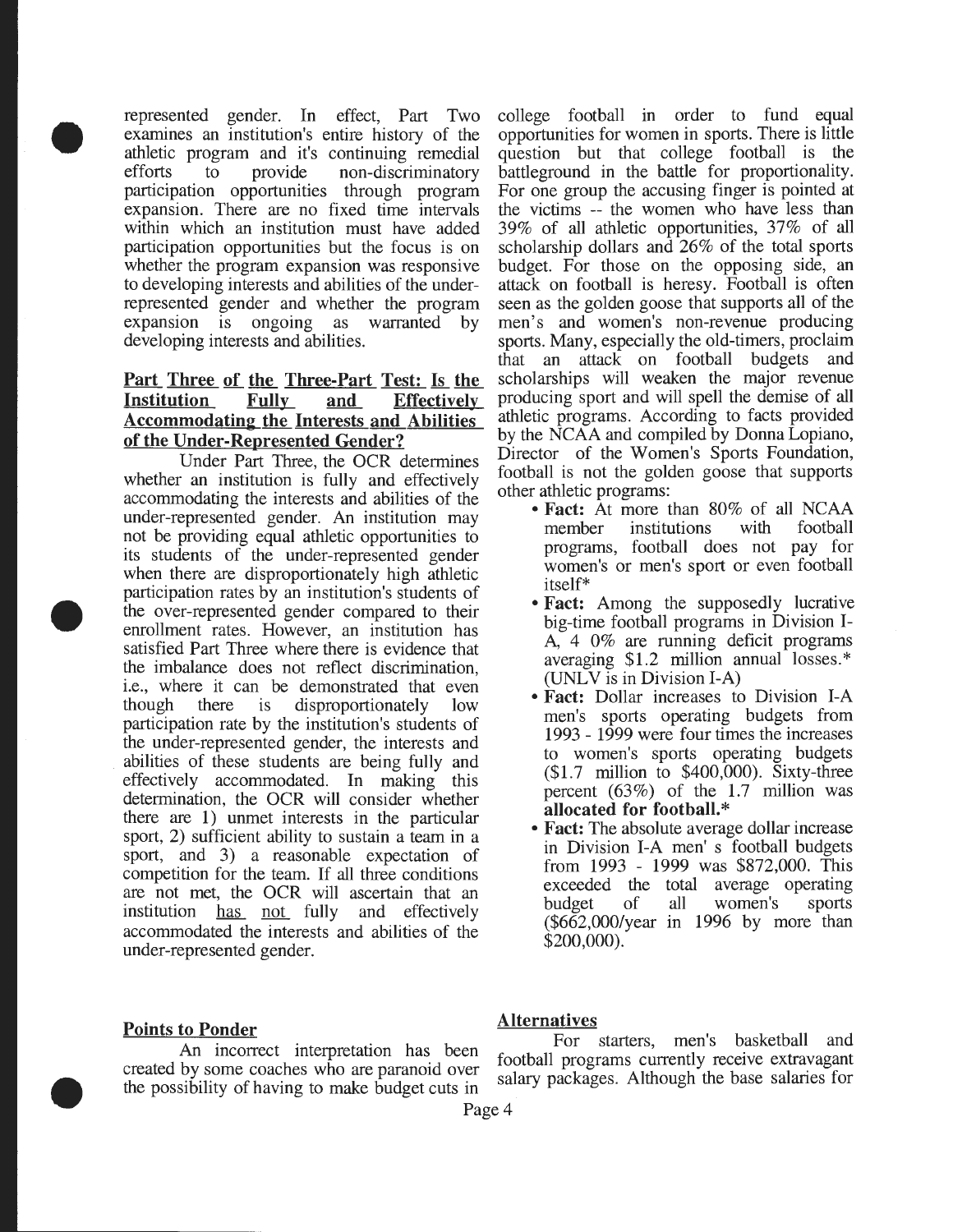represented gender. In effect, Part Two examines an institution's entire history of the athletic program and it's continuing remedial efforts to provide non-discriminatory participation opportunities through program expansion. There are no fixed time intervals within which an institution must have added participation opportunities but the focus is on whether the program expansion was responsive to developing interests and abilities of the under-represented gender and whether the program expansion is ongoing as warranted by developing interests and abilities.

## Part Three of the Three-Part Test: Is the Institution Fully and Effectively Accommodating the Interests and Abilities of the Under-Represented Gender?

Under Part Three, the OCR determines whether an institution is fully and effectively accommodating the interests and abilities of the under-represented gender. An institution may not be providing equal athletic opportunities to its students of the under-represented gender when there are disproportionately high athletic participation rates by an institution's students of the over-represented gender compared to their enrollment rates. However, an institution has satisfied Part Three where there is evidence that the imbalance does not reflect discrimination, i.e., where it can be demonstrated that even though there is disproportionately low participation rate by the institution's students of the under-represented gender, the interests and abilities of these students are being fully and effectively accommodated. In making this determination, the OCR will consider whether there are 1) unmet interests in the particular sport, 2) sufficient ability to sustain a team in a sport, and 3) a reasonable expectation of competition for the team. If all three conditions are not met, the OCR will ascertain that an institution has not fully and effectively accommodated the interests and abilities of the under-represented gender.

## Points to Ponder

An incorrect interpretation has been created by some coaches who are paranoid over the possibility of having to make budget cuts in college football in order to fund equal opportunities for women in sports. There is little question but that college football is the battleground in the battle for proportionality. For one group the accusing finger is pointed at the victims -- the women who have less than 39% of all athletic opportunities, 37% of all scholarship dollars and 26% of the total sports budget. For those on the opposing side, an attack on football is heresy. Football is often seen as the golden goose that supports all of the men's and women's non-revenue producing sports. Many, especially the old-timers, proclaim that an attack on football budgets and scholarships will weaken the major revenue producing sport and will spell the demise of all athletic programs. According to facts provided by the NCAA and compiled by Donna Lopiano, Director of the Women's Sports Foundation, football is not the golden goose that supports other athletic programs:

- **Fact:** At more than 80% of all NCAA member institutions with football programs, football does not pay for women's or men's sport or even football itself*
- **Fact:** Among the supposedly lucrative big-time football programs in Division I-A, 4 0% are running deficit programs averaging $1.2 million annual losses.* (UNLV is in Division I-A)
- **Fact:** Dollar increases to Division I-A men's sports operating budgets from 1993 - 1999 were four times the increases to women's sports operating budgets ($1.7 million to $400,000). Sixty-three percent (63%) of the 1.7 million was **allocated for football.***
- **Fact:** The absolute average dollar increase in Division I-A men' s football budgets from 1993 - 1999 was $872,000. This exceeded the total average operating budget of all women's sports ($662,000/year in 1996 by more than $200,000).

## Alternatives

For starters, men's basketball and football programs currently receive extravagant salary packages. Although the base salaries for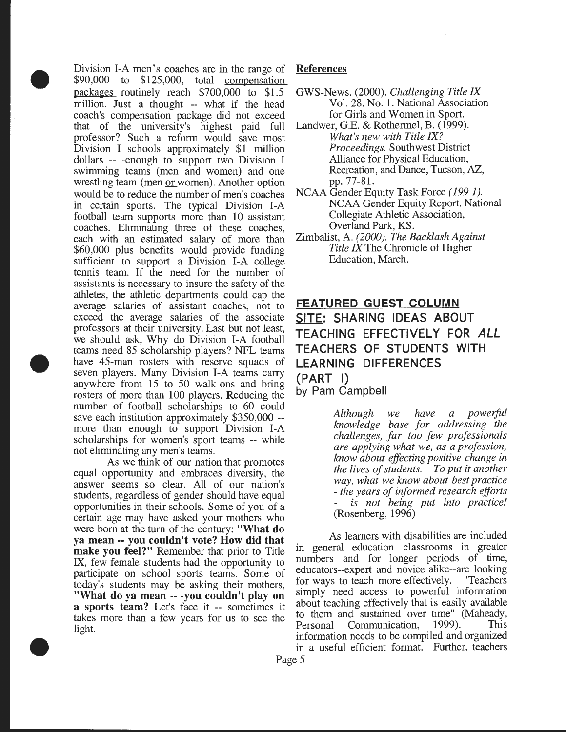Division I-A men's coaches are in the range of $90,000 to $125,000, total compensation packages routinely reach $700,000 to $1.5 million. Just a thought -- what if the head coach's compensation package did not exceed that of the university's highest paid full professor? Such a reform would save most Division I schools approximately $1 million dollars -- -enough to support two Division I swimming teams (men and women) and one wrestling team (men or women). Another option would be to reduce the number of men's coaches in certain sports. The typical Division I-A football team supports more than 10 assistant coaches. Eliminating three of these coaches, each with an estimated salary of more than $60,000 plus benefits would provide funding sufficient to support a Division I-A college tennis team. If the need for the number of assistants is necessary to insure the safety of the athletes, the athletic departments could cap the average salaries of assistant coaches, not to exceed the average salaries of the associate professors at their university. Last but not least, we should ask, Why do Division I-A football teams need 85 scholarship players? NFL teams have 45-man rosters with reserve squads of seven players. Many Division I-A teams carry anywhere from 15 to 50 walk-ons and bring rosters of more than 100 players. Reducing the number of football scholarships to 60 could save each institution approximately $350,000 -- more than enough to support Division I-A scholarships for women's sport teams -- while not eliminating any men's teams.

As we think of our nation that promotes equal opportunity and embraces diversity, the answer seems so clear. All of our nation's students, regardless of gender should have equal opportunities in their schools. Some of you of a certain age may have asked your mothers who were born at the turn of the century: **"What do ya mean -- you couldn't vote? How did that make you feel?"** Remember that prior to Title IX, few female students had the opportunity to participate on school sports teams. Some of today's students may be asking their mothers, **"What do ya mean -- -you couldn't play on a sports team?** Let's face it -- sometimes it takes more than a few years for us to see the light.

**References**

GWS-News. (2000). *Challenging Title IX* Vol. 28. No. 1. National Association for Girls and Women in Sport.

Landwer, G.E. & Rothermel, B. (1999). *What's new with Title IX? Proceedings.* Southwest District Alliance for Physical Education, Recreation, and Dance, Tucson, AZ, pp. 77-81.

NCAA Gender Equity Task Force *(199 1).* NCAA Gender Equity Report. National Collegiate Athletic Association, Overland Park, KS.

Zimbalist, A. *(2000). The Backlash Against Title IX* The Chronicle of Higher Education, March.

## FEATURED GUEST COLUMN

## SITE: SHARING IDEAS ABOUT TEACHING EFFECTIVELY FOR *ALL* TEACHERS OF STUDENTS WITH LEARNING DIFFERENCES (PART I)

by Pam Campbell

> *Although we have a powerful knowledge base for addressing the challenges, far too few professionals are applying what we, as a profession, know about effecting positive change in the lives of students. To put it another way, what we know about best practice - the years of informed research efforts - is not being put into practice!* (Rosenberg, 1996)

As learners with disabilities are included in general education classrooms in greater numbers and for longer periods of time, educators--expert and novice alike--are looking for ways to teach more effectively. "Teachers simply need access to powerful information about teaching effectively that is easily available to them and sustained over time" (Maheady, Personal Communication, 1999). This information needs to be compiled and organized in a useful efficient format. Further, teachers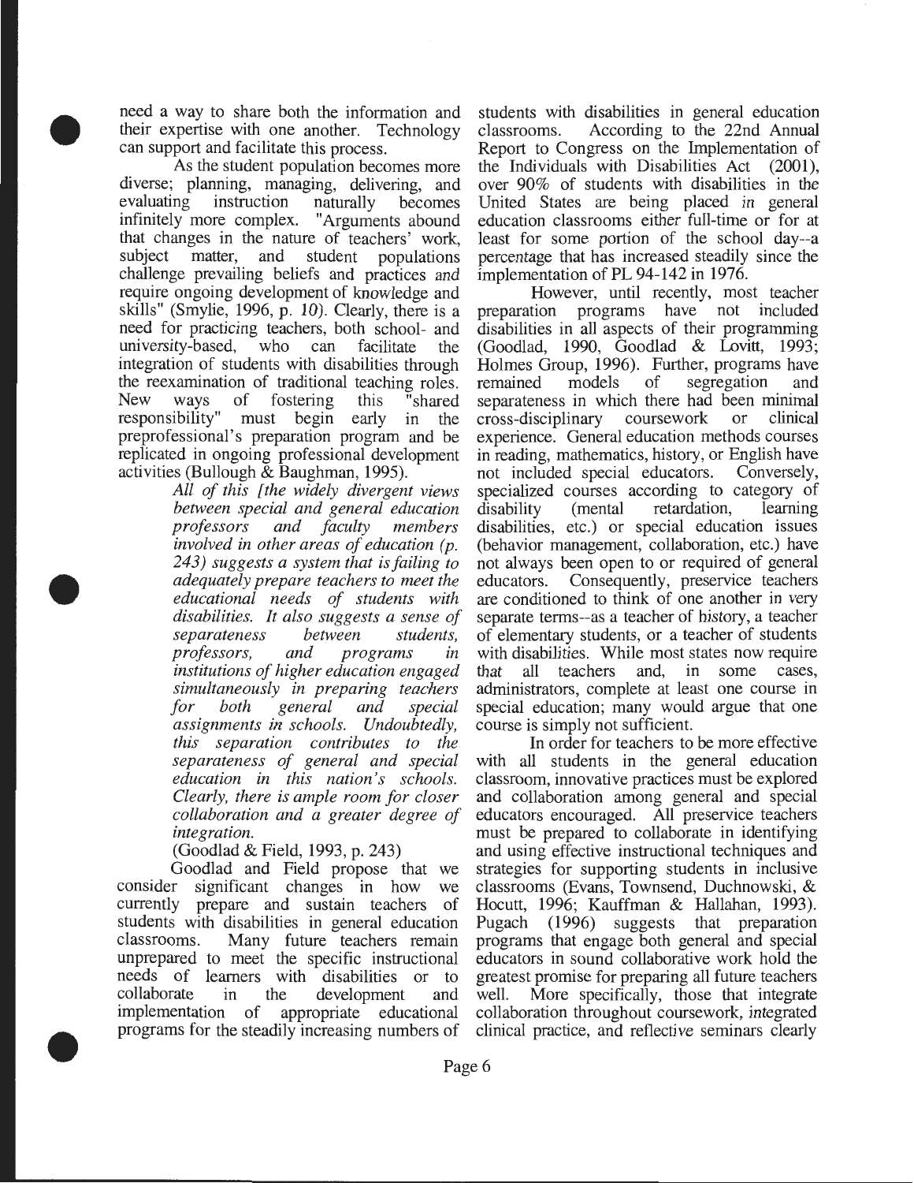need a way to share both the information and their expertise with one another. Technology can support and facilitate this process.

As the student population becomes more diverse; planning, managing, delivering, and evaluating instruction naturally becomes infinitely more complex. "Arguments abound that changes in the nature of teachers' work, subject matter, and student populations challenge prevailing beliefs and practices and require ongoing development of knowledge and skills" (Smylie, 1996, p. 10). Clearly, there is a need for practicing teachers, both school- and university-based, who can facilitate the integration of students with disabilities through the reexamination of traditional teaching roles. New ways of fostering this "shared responsibility" must begin early in the preprofessional's preparation program and be replicated in ongoing professional development activities (Bullough & Baughman, 1995).

> *All of this [the widely divergent views between special and general education professors and faculty members involved in other areas of education (p. 243) suggests a system that is failing to adequately prepare teachers to meet the educational needs of students with disabilities. It also suggests a sense of separateness between students, professors, and programs in institutions of higher education engaged simultaneously in preparing teachers for both general and special assignments in schools. Undoubtedly, this separation contributes to the separateness of general and special education in this nation's schools. Clearly, there is ample room for closer collaboration and a greater degree of integration.*
>
> (Goodlad & Field, 1993, p. 243)

Goodlad and Field propose that we consider significant changes in how we currently prepare and sustain teachers of students with disabilities in general education classrooms. Many future teachers remain unprepared to meet the specific instructional needs of learners with disabilities or to collaborate in the development and implementation of appropriate educational programs for the steadily increasing numbers of students with disabilities in general education classrooms. According to the 22nd Annual Report to Congress on the Implementation of the Individuals with Disabilities Act (2001), over 90% of students with disabilities in the United States are being placed in general education classrooms either full-time or for at least for some portion of the school day--a percentage that has increased steadily since the implementation of PL 94-142 in 1976.

However, until recently, most teacher preparation programs have not included disabilities in all aspects of their programming (Goodlad, 1990, Goodlad & Lovitt, 1993; Holmes Group, 1996). Further, programs have remained models of segregation and separateness in which there had been minimal cross-disciplinary coursework or clinical experience. General education methods courses in reading, mathematics, history, or English have not included special educators. Conversely, specialized courses according to category of disability (mental retardation, learning disabilities, etc.) or special education issues (behavior management, collaboration, etc.) have not always been open to or required of general educators. Consequently, preservice teachers are conditioned to think of one another in very separate terms--as a teacher of history, a teacher of elementary students, or a teacher of students with disabilities. While most states now require that all teachers and, in some cases, administrators, complete at least one course in special education; many would argue that one course is simply not sufficient.

In order for teachers to be more effective with all students in the general education classroom, innovative practices must be explored and collaboration among general and special educators encouraged. All preservice teachers must be prepared to collaborate in identifying and using effective instructional techniques and strategies for supporting students in inclusive classrooms (Evans, Townsend, Duchnowski, & Hocutt, 1996; Kauffman & Hallahan, 1993). Pugach (1996) suggests that preparation programs that engage both general and special educators in sound collaborative work hold the greatest promise for preparing all future teachers well. More specifically, those that integrate collaboration throughout coursework, integrated clinical practice, and reflective seminars clearly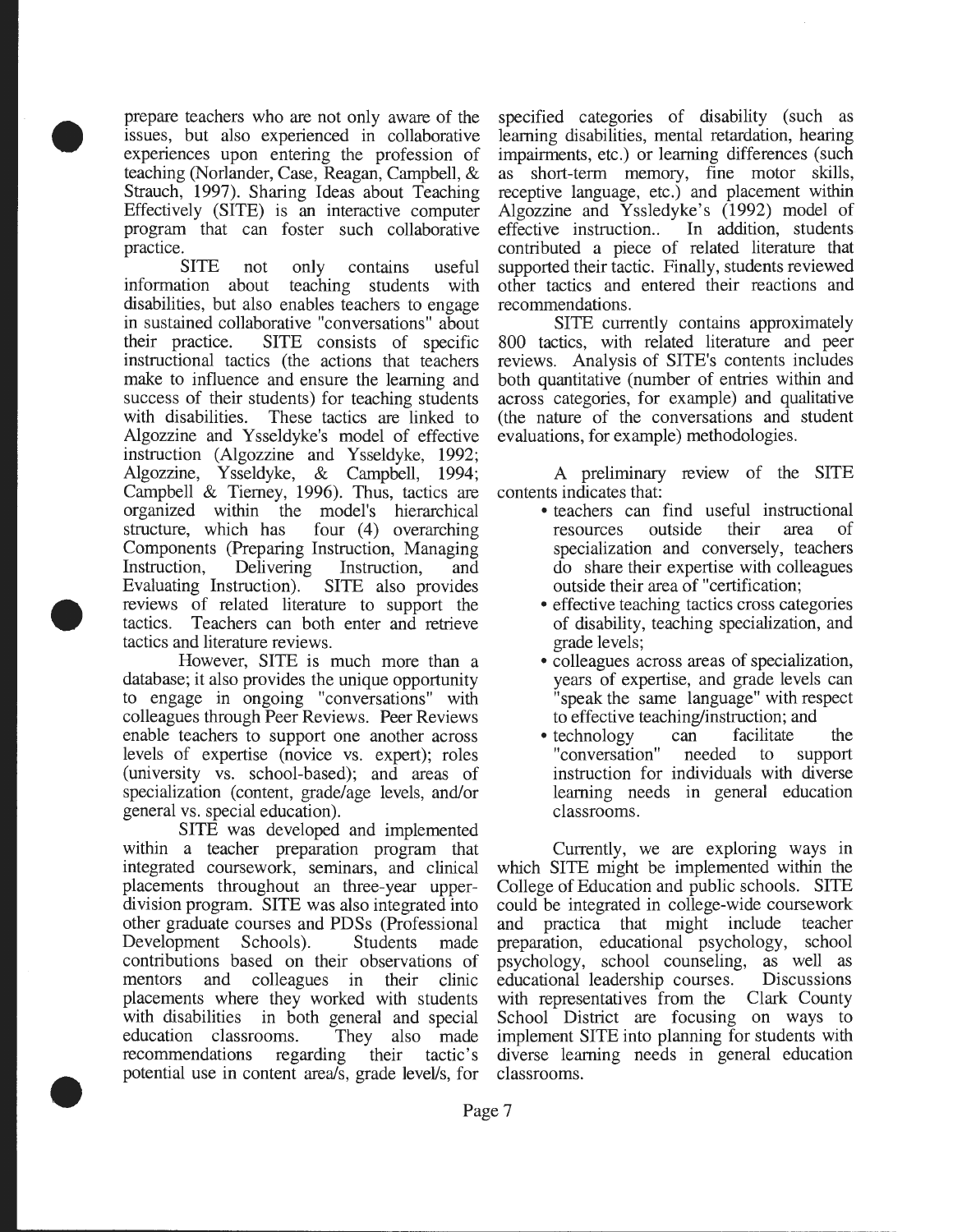prepare teachers who are not only aware of the issues, but also experienced in collaborative experiences upon entering the profession of teaching (Norlander, Case, Reagan, Campbell, & Strauch, 1997). Sharing Ideas about Teaching Effectively (SITE) is an interactive computer program that can foster such collaborative practice.

SITE not only contains useful information about teaching students with disabilities, but also enables teachers to engage in sustained collaborative "conversations" about their practice. SITE consists of specific instructional tactics (the actions that teachers make to influence and ensure the learning and success of their students) for teaching students with disabilities. These tactics are linked to Algozzine and Ysseldyke's model of effective instruction (Algozzine and Ysseldyke, 1992; Algozzine, Ysseldyke, & Campbell, 1994; Campbell & Tierney, 1996). Thus, tactics are organized within the model's hierarchical structure, which has four (4) overarching Components (Preparing Instruction, Managing Instruction, Delivering Instruction, and Evaluating Instruction). SITE also provides reviews of related literature to support the tactics. Teachers can both enter and retrieve tactics and literature reviews.

However, SITE is much more than a database; it also provides the unique opportunity to engage in ongoing "conversations" with colleagues through Peer Reviews. Peer Reviews enable teachers to support one another across levels of expertise (novice vs. expert); roles (university vs. school-based); and areas of specialization (content, grade/age levels, and/or general vs. special education).

SITE was developed and implemented within a teacher preparation program that integrated coursework, seminars, and clinical placements throughout an three-year upper-division program. SITE was also integrated into other graduate courses and PDSs (Professional Development Schools). Students made contributions based on their observations of mentors and colleagues in their clinic placements where they worked with students with disabilities in both general and special education classrooms. They also made recommendations regarding their tactic's potential use in content area/s, grade level/s, for specified categories of disability (such as learning disabilities, mental retardation, hearing impairments, etc.) or learning differences (such as short-term memory, fine motor skills, receptive language, etc.) and placement within Algozzine and Yssledyke's (1992) model of effective instruction.. In addition, students contributed a piece of related literature that supported their tactic. Finally, students reviewed other tactics and entered their reactions and recommendations.

SITE currently contains approximately 800 tactics, with related literature and peer reviews. Analysis of SITE's contents includes both quantitative (number of entries within and across categories, for example) and qualitative (the nature of the conversations and student evaluations, for example) methodologies.

A preliminary review of the SITE contents indicates that:

- teachers can find useful instructional resources outside their area of specialization and conversely, teachers do share their expertise with colleagues outside their area of "certification;
- effective teaching tactics cross categories of disability, teaching specialization, and grade levels;
- colleagues across areas of specialization, years of expertise, and grade levels can "speak the same language" with respect to effective teaching/instruction; and
- technology can facilitate the "conversation" needed to support instruction for individuals with diverse learning needs in general education classrooms.

Currently, we are exploring ways in which SITE might be implemented within the College of Education and public schools. SITE could be integrated in college-wide coursework and practica that might include teacher preparation, educational psychology, school psychology, school counseling, as well as educational leadership courses. Discussions with representatives from the Clark County School District are focusing on ways to implement SITE into planning for students with diverse learning needs in general education classrooms.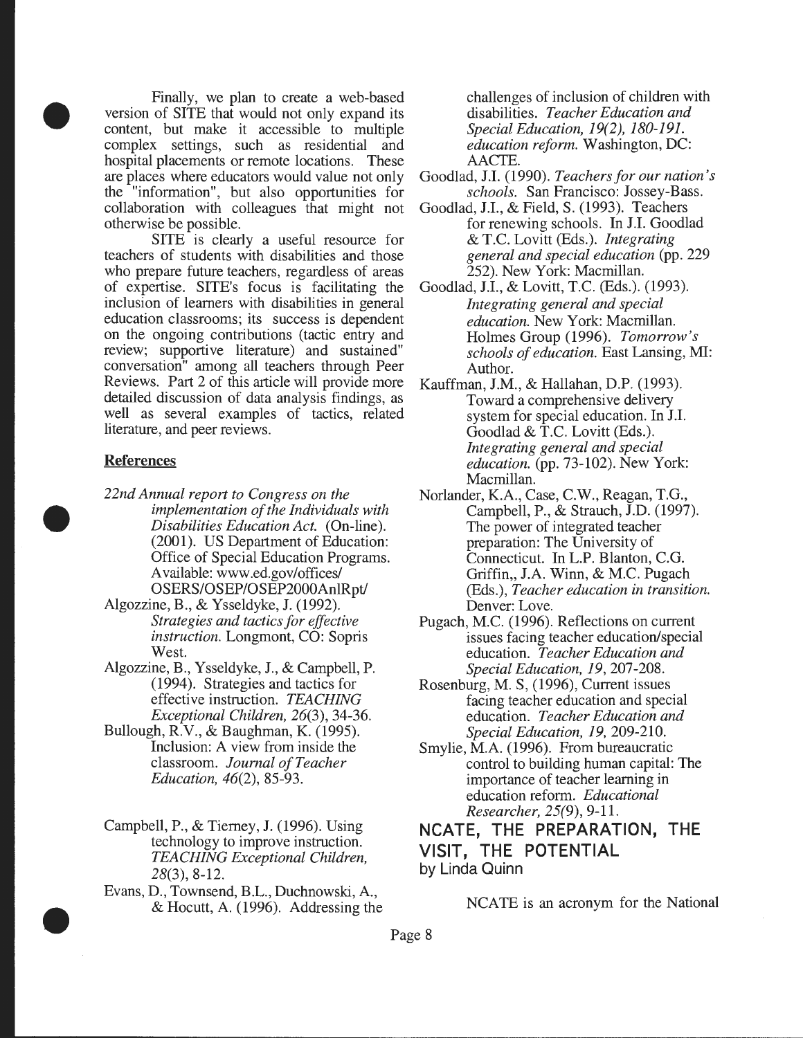Finally, we plan to create a web-based version of SITE that would not only expand its content, but make it accessible to multiple complex settings, such as residential and hospital placements or remote locations. These are places where educators would value not only the "information", but also opportunities for collaboration with colleagues that might not otherwise be possible.

SITE is clearly a useful resource for teachers of students with disabilities and those who prepare future teachers, regardless of areas of expertise. SITE's focus is facilitating the inclusion of learners with disabilities in general education classrooms; its success is dependent on the ongoing contributions (tactic entry and review; supportive literature) and sustained" conversation" among all teachers through Peer Reviews. Part 2 of this article will provide more detailed discussion of data analysis findings, as well as several examples of tactics, related literature, and peer reviews.

## References

*22nd Annual report to Congress on the implementation of the Individuals with Disabilities Education Act.* (On-line). (2001). US Department of Education: Office of Special Education Programs. Available: www.ed.gov/offices/OSERS/OSEP/OSEP2000AnlRpt/

Algozzine, B., & Ysseldyke, J. (1992). *Strategies and tactics for effective instruction.* Longmont, CO: Sopris West.

Algozzine, B., Ysseldyke, J., & Campbell, P. (1994). Strategies and tactics for effective instruction. *TEACHING Exceptional Children, 26*(3), 34-36.

Bullough, R.V., & Baughman, K. (1995). Inclusion: A view from inside the classroom. *Journal of Teacher Education, 46*(2), 85-93.

Campbell, P., & Tierney, J. (1996). Using technology to improve instruction. *TEACHING Exceptional Children, 28*(3), 8-12.

Evans, D., Townsend, B.L., Duchnowski, A., & Hocutt, A. (1996). Addressing the challenges of inclusion of children with disabilities. *Teacher Education and Special Education, 19(2), 180-191. education reform.* Washington, DC: AACTE.

Goodlad, J.I. (1990). *Teachers for our nation's schools.* San Francisco: Jossey-Bass.

Goodlad, J.I., & Field, S. (1993). Teachers for renewing schools. In J.I. Goodlad & T.C. Lovitt (Eds.). *Integrating general and special education* (pp. 229 252). New York: Macmillan.

Goodlad, J.I., & Lovitt, T.C. (Eds.). (1993). *Integrating general and special education.* New York: Macmillan. Holmes Group (1996). *Tomorrow's schools of education.* East Lansing, MI: Author.

Kauffman, J.M., & Hallahan, D.P. (1993). Toward a comprehensive delivery system for special education. In J.I. Goodlad & T.C. Lovitt (Eds.). *Integrating general and special education.* (pp. 73-102). New York: Macmillan.

Norlander, K.A., Case, C.W., Reagan, T.G., Campbell, P., & Strauch, J.D. (1997). The power of integrated teacher preparation: The University of Connecticut. In L.P. Blanton, C.G. Griffin,, J.A. Winn, & M.C. Pugach (Eds.), *Teacher education in transition.* Denver: Love.

Pugach, M.C. (1996). Reflections on current issues facing teacher education/special education. *Teacher Education and Special Education, 19*, 207-208.

Rosenburg, M. S, (1996), Current issues facing teacher education and special education. *Teacher Education and Special Education, 19*, 209-210.

Smylie, M.A. (1996). From bureaucratic control to building human capital: The importance of teacher learning in education reform. *Educational Researcher, 25(9)*, 9-11.

## NCATE, THE PREPARATION, THE VISIT, THE POTENTIAL

by Linda Quinn

NCATE is an acronym for the National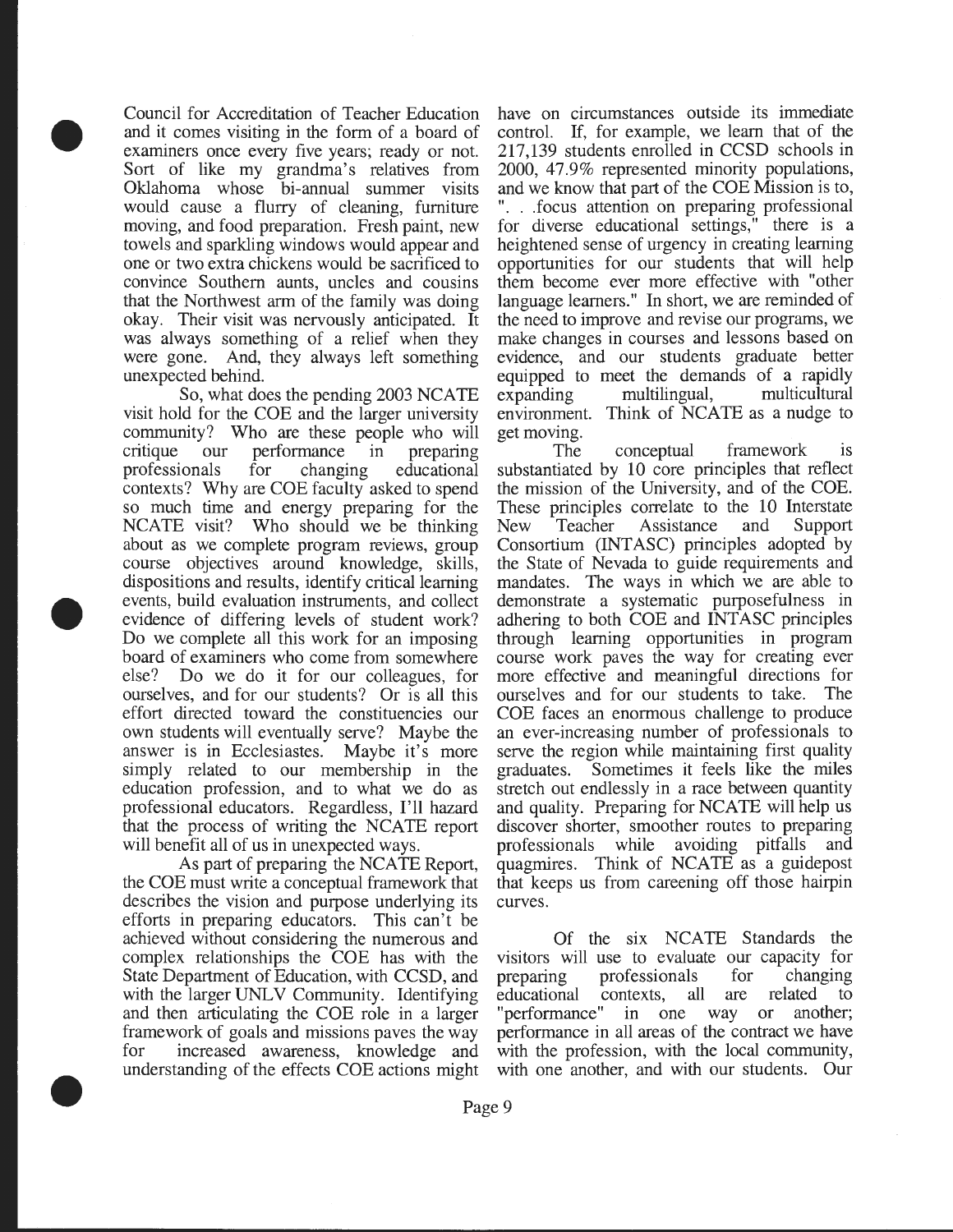Council for Accreditation of Teacher Education and it comes visiting in the form of a board of examiners once every five years; ready or not. Sort of like my grandma's relatives from Oklahoma whose bi-annual summer visits would cause a flurry of cleaning, furniture moving, and food preparation. Fresh paint, new towels and sparkling windows would appear and one or two extra chickens would be sacrificed to convince Southern aunts, uncles and cousins that the Northwest arm of the family was doing okay. Their visit was nervously anticipated. It was always something of a relief when they were gone. And, they always left something unexpected behind.

So, what does the pending 2003 NCATE visit hold for the COE and the larger university community? Who are these people who will critique our performance in preparing professionals for changing educational contexts? Why are COE faculty asked to spend so much time and energy preparing for the NCATE visit? Who should we be thinking about as we complete program reviews, group course objectives around knowledge, skills, dispositions and results, identify critical learning events, build evaluation instruments, and collect evidence of differing levels of student work? Do we complete all this work for an imposing board of examiners who come from somewhere else? Do we do it for our colleagues, for ourselves, and for our students? Or is all this effort directed toward the constituencies our own students will eventually serve? Maybe the answer is in Ecclesiastes. Maybe it's more simply related to our membership in the education profession, and to what we do as professional educators. Regardless, I'll hazard that the process of writing the NCATE report will benefit all of us in unexpected ways.

As part of preparing the NCATE Report, the COE must write a conceptual framework that describes the vision and purpose underlying its efforts in preparing educators. This can't be achieved without considering the numerous and complex relationships the COE has with the State Department of Education, with CCSD, and with the larger UNLV Community. Identifying and then articulating the COE role in a larger framework of goals and missions paves the way for increased awareness, knowledge and understanding of the effects COE actions might have on circumstances outside its immediate control. If, for example, we learn that of the 217,139 students enrolled in CCSD schools in 2000, 47.9% represented minority populations, and we know that part of the COE Mission is to, ". . .focus attention on preparing professional for diverse educational settings," there is a heightened sense of urgency in creating learning opportunities for our students that will help them become ever more effective with "other language learners." In short, we are reminded of the need to improve and revise our programs, we make changes in courses and lessons based on evidence, and our students graduate better equipped to meet the demands of a rapidly expanding multilingual, multicultural environment. Think of NCATE as a nudge to get moving.

The conceptual framework is substantiated by 10 core principles that reflect the mission of the University, and of the COE. These principles correlate to the 10 Interstate New Teacher Assistance and Support Consortium (INTASC) principles adopted by the State of Nevada to guide requirements and mandates. The ways in which we are able to demonstrate a systematic purposefulness in adhering to both COE and INTASC principles through learning opportunities in program course work paves the way for creating ever more effective and meaningful directions for ourselves and for our students to take. The COE faces an enormous challenge to produce an ever-increasing number of professionals to serve the region while maintaining first quality graduates. Sometimes it feels like the miles stretch out endlessly in a race between quantity and quality. Preparing for NCATE will help us discover shorter, smoother routes to preparing professionals while avoiding pitfalls and quagmires. Think of NCATE as a guidepost that keeps us from careening off those hairpin curves.

Of the six NCATE Standards the visitors will use to evaluate our capacity for preparing professionals for changing educational contexts, all are related to "performance" in one way or another; performance in all areas of the contract we have with the profession, with the local community, with one another, and with our students. Our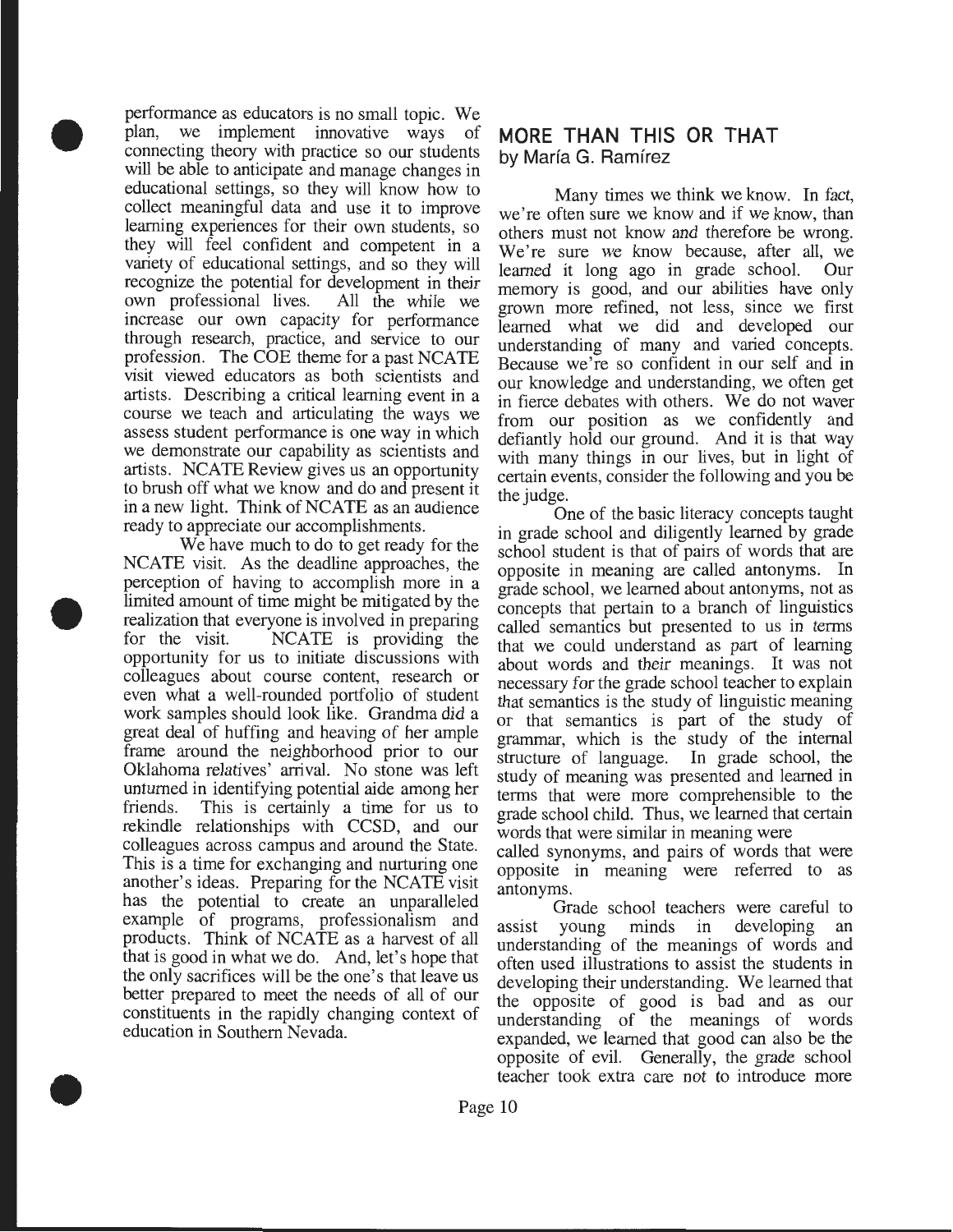performance as educators is no small topic. We plan, we implement innovative ways of connecting theory with practice so our students will be able to anticipate and manage changes in educational settings, so they will know how to collect meaningful data and use it to improve learning experiences for their own students, so they will feel confident and competent in a variety of educational settings, and so they will recognize the potential for development in their own professional lives. All the while we increase our own capacity for performance through research, practice, and service to our profession. The COE theme for a past NCATE visit viewed educators as both scientists and artists. Describing a critical learning event in a course we teach and articulating the ways we assess student performance is one way in which we demonstrate our capability as scientists and artists. NCATE Review gives us an opportunity to brush off what we know and do and present it in a new light. Think of NCATE as an audience ready to appreciate our accomplishments.

We have much to do to get ready for the NCATE visit. As the deadline approaches, the perception of having to accomplish more in a limited amount of time might be mitigated by the realization that everyone is involved in preparing for the visit. NCATE is providing the opportunity for us to initiate discussions with colleagues about course content, research or even what a well-rounded portfolio of student work samples should look like. Grandma did a great deal of huffing and heaving of her ample frame around the neighborhood prior to our Oklahoma relatives' arrival. No stone was left unturned in identifying potential aide among her friends. This is certainly a time for us to rekindle relationships with CCSD, and our colleagues across campus and around the State. This is a time for exchanging and nurturing one another's ideas. Preparing for the NCATE visit has the potential to create an unparalleled example of programs, professionalism and products. Think of NCATE as a harvest of all that is good in what we do. And, let's hope that the only sacrifices will be the one's that leave us better prepared to meet the needs of all of our constituents in the rapidly changing context of education in Southern Nevada.

## MORE THAN THIS OR THAT

by María G. Ramírez

Many times we think we know. In fact, we're often sure we know and if we know, than others must not know and therefore be wrong. We're sure we know because, after all, we learned it long ago in grade school. Our memory is good, and our abilities have only grown more refined, not less, since we first learned what we did and developed our understanding of many and varied concepts. Because we're so confident in our self and in our knowledge and understanding, we often get in fierce debates with others. We do not waver from our position as we confidently and defiantly hold our ground. And it is that way with many things in our lives, but in light of certain events, consider the following and you be the judge.

One of the basic literacy concepts taught in grade school and diligently learned by grade school student is that of pairs of words that are opposite in meaning are called antonyms. In grade school, we learned about antonyms, not as concepts that pertain to a branch of linguistics called semantics but presented to us in terms that we could understand as part of learning about words and their meanings. It was not necessary for the grade school teacher to explain that semantics is the study of linguistic meaning or that semantics is part of the study of grammar, which is the study of the internal structure of language. In grade school, the study of meaning was presented and learned in terms that were more comprehensible to the grade school child. Thus, we learned that certain words that were similar in meaning were called synonyms, and pairs of words that were opposite in meaning were referred to as antonyms.

Grade school teachers were careful to assist young minds in developing an understanding of the meanings of words and often used illustrations to assist the students in developing their understanding. We learned that the opposite of good is bad and as our understanding of the meanings of words expanded, we learned that good can also be the opposite of evil. Generally, the grade school teacher took extra care not to introduce more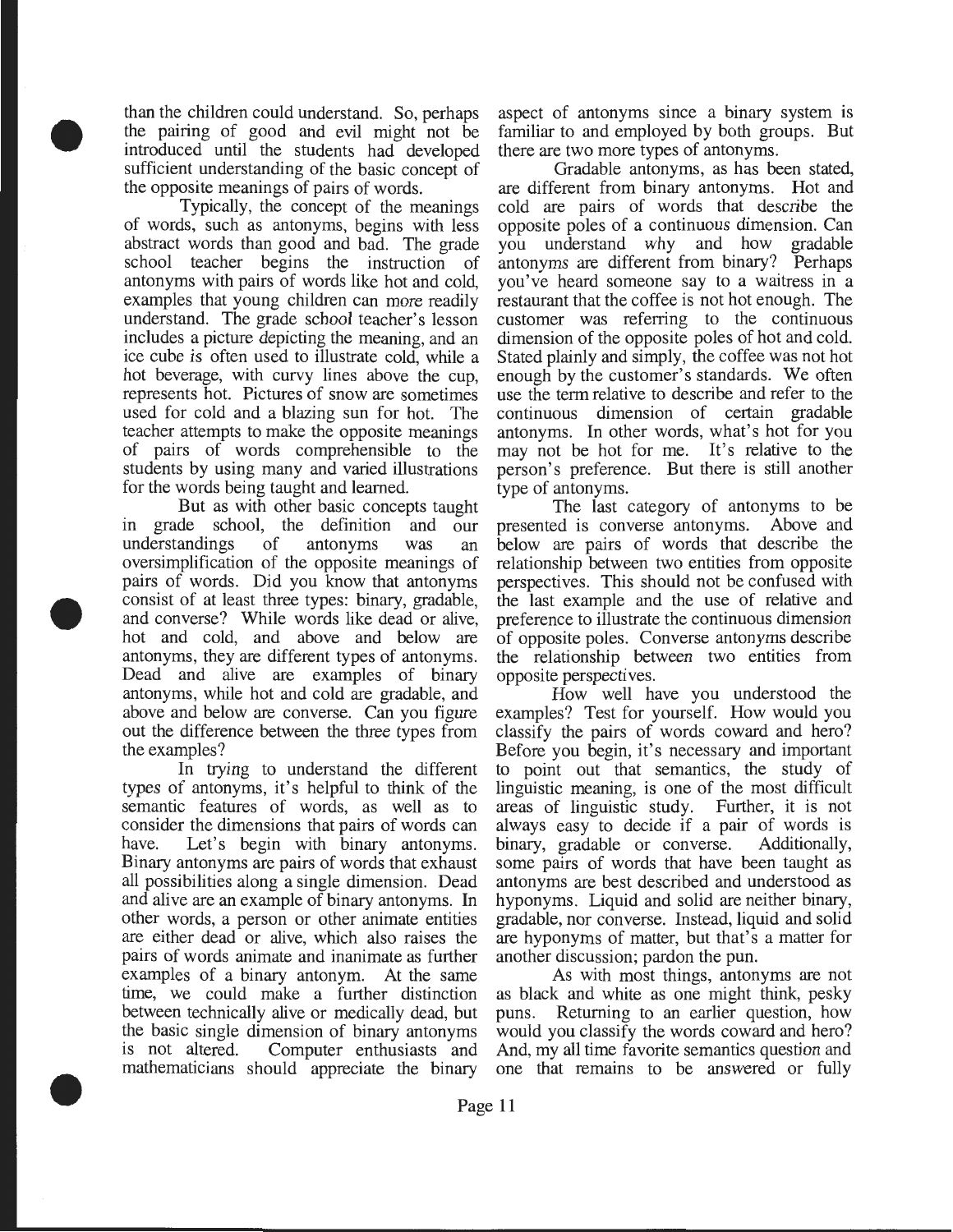than the children could understand. So, perhaps the pairing of good and evil might not be introduced until the students had developed sufficient understanding of the basic concept of the opposite meanings of pairs of words.

Typically, the concept of the meanings of words, such as antonyms, begins with less abstract words than good and bad. The grade school teacher begins the instruction of antonyms with pairs of words like hot and cold, examples that young children can more readily understand. The grade school teacher's lesson includes a picture depicting the meaning, and an ice cube is often used to illustrate cold, while a hot beverage, with curvy lines above the cup, represents hot. Pictures of snow are sometimes used for cold and a blazing sun for hot. The teacher attempts to make the opposite meanings of pairs of words comprehensible to the students by using many and varied illustrations for the words being taught and learned.

But as with other basic concepts taught in grade school, the definition and our understandings of antonyms was an oversimplification of the opposite meanings of pairs of words. Did you know that antonyms consist of at least three types: binary, gradable, and converse? While words like dead or alive, hot and cold, and above and below are antonyms, they are different types of antonyms. Dead and alive are examples of binary antonyms, while hot and cold are gradable, and above and below are converse. Can you figure out the difference between the three types from the examples?

In trying to understand the different types of antonyms, it's helpful to think of the semantic features of words, as well as to consider the dimensions that pairs of words can have. Let's begin with binary antonyms. Binary antonyms are pairs of words that exhaust all possibilities along a single dimension. Dead and alive are an example of binary antonyms. In other words, a person or other animate entities are either dead or alive, which also raises the pairs of words animate and inanimate as further examples of a binary antonym. At the same time, we could make a further distinction between technically alive or medically dead, but the basic single dimension of binary antonyms is not altered. Computer enthusiasts and mathematicians should appreciate the binary aspect of antonyms since a binary system is familiar to and employed by both groups. But there are two more types of antonyms.

Gradable antonyms, as has been stated, are different from binary antonyms. Hot and cold are pairs of words that describe the opposite poles of a continuous dimension. Can you understand why and how gradable antonyms are different from binary? Perhaps you've heard someone say to a waitress in a restaurant that the coffee is not hot enough. The customer was referring to the continuous dimension of the opposite poles of hot and cold. Stated plainly and simply, the coffee was not hot enough by the customer's standards. We often use the term relative to describe and refer to the continuous dimension of certain gradable antonyms. In other words, what's hot for you may not be hot for me. It's relative to the person's preference. But there is still another type of antonyms.

The last category of antonyms to be presented is converse antonyms. Above and below are pairs of words that describe the relationship between two entities from opposite perspectives. This should not be confused with the last example and the use of relative and preference to illustrate the continuous dimension of opposite poles. Converse antonyms describe the relationship between two entities from opposite perspectives.

How well have you understood the examples? Test for yourself. How would you classify the pairs of words coward and hero? Before you begin, it's necessary and important to point out that semantics, the study of linguistic meaning, is one of the most difficult areas of linguistic study. Further, it is not always easy to decide if a pair of words is binary, gradable or converse. Additionally, some pairs of words that have been taught as antonyms are best described and understood as hyponyms. Liquid and solid are neither binary, gradable, nor converse. Instead, liquid and solid are hyponyms of matter, but that's a matter for another discussion; pardon the pun.

As with most things, antonyms are not as black and white as one might think, pesky puns. Returning to an earlier question, how would you classify the words coward and hero? And, my all time favorite semantics question and one that remains to be answered or fully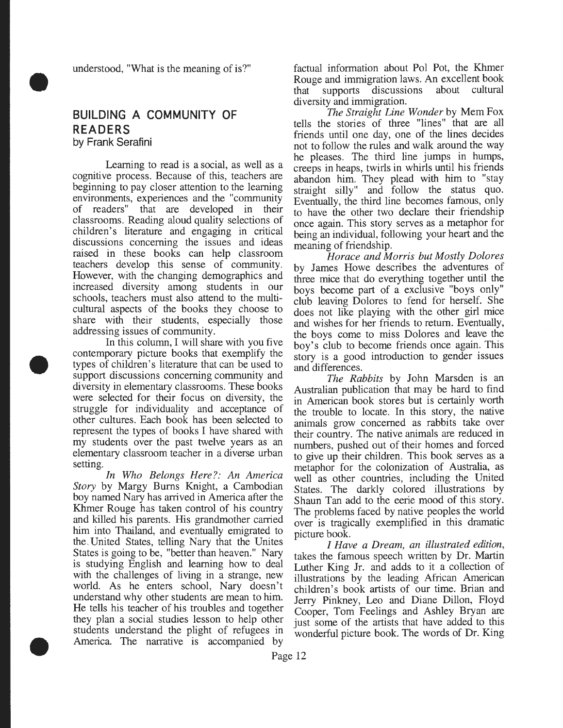understood, "What is the meaning of is?"

## BUILDING A COMMUNITY OF READERS

by Frank Serafini

Learning to read is a social, as well as a cognitive process. Because of this, teachers are beginning to pay closer attention to the learning environments, experiences and the "community of readers" that are developed in their classrooms. Reading aloud quality selections of children's literature and engaging in critical discussions concerning the issues and ideas raised in these books can help classroom teachers develop this sense of community. However, with the changing demographics and increased diversity among students in our schools, teachers must also attend to the multi-cultural aspects of the books they choose to share with their students, especially those addressing issues of community.

In this column, I will share with you five contemporary picture books that exemplify the types of children's literature that can be used to support discussions concerning community and diversity in elementary classrooms. These books were selected for their focus on diversity, the struggle for individuality and acceptance of other cultures. Each book has been selected to represent the types of books I have shared with my students over the past twelve years as an elementary classroom teacher in a diverse urban setting.

*In Who Belongs Here?: An America Story* by Margy Burns Knight, a Cambodian boy named Nary has arrived in America after the Khmer Rouge has taken control of his country and killed his parents. His grandmother carried him into Thailand, and eventually emigrated to the United States, telling Nary that the Unites States is going to be, "better than heaven." Nary is studying English and learning how to deal with the challenges of living in a strange, new world. As he enters school, Nary doesn't understand why other students are mean to him. He tells his teacher of his troubles and together they plan a social studies lesson to help other students understand the plight of refugees in America. The narrative is accompanied by factual information about Pol Pot, the Khmer Rouge and immigration laws. An excellent book that supports discussions about cultural diversity and immigration.

*The Straight Line Wonder* by Mem Fox tells the stories of three "lines" that are all friends until one day, one of the lines decides not to follow the rules and walk around the way he pleases. The third line jumps in humps, creeps in heaps, twirls in whirls until his friends abandon him. They plead with him to "stay straight silly" and follow the status quo. Eventually, the third line becomes famous, only to have the other two declare their friendship once again. This story serves as a metaphor for being an individual, following your heart and the meaning of friendship.

*Horace and Morris but Mostly Dolores* by James Howe describes the adventures of three mice that do everything together until the boys become part of a exclusive "boys only" club leaving Dolores to fend for herself. She does not like playing with the other girl mice and wishes for her friends to return. Eventually, the boys come to miss Dolores and leave the boy's club to become friends once again. This story is a good introduction to gender issues and differences.

*The Rabbits* by John Marsden is an Australian publication that may be hard to find in American book stores but is certainly worth the trouble to locate. In this story, the native animals grow concerned as rabbits take over their country. The native animals are reduced in numbers, pushed out of their homes and forced to give up their children. This book serves as a metaphor for the colonization of Australia, as well as other countries, including the United States. The darkly colored illustrations by Shaun Tan add to the eerie mood of this story. The problems faced by native peoples the world over is tragically exemplified in this dramatic picture book.

*I Have a Dream, an illustrated edition,* takes the famous speech written by Dr. Martin Luther King Jr. and adds to it a collection of illustrations by the leading African American children's book artists of our time. Brian and Jerry Pinkney, Leo and Diane Dillon, Floyd Cooper, Tom Feelings and Ashley Bryan are just some of the artists that have added to this wonderful picture book. The words of Dr. King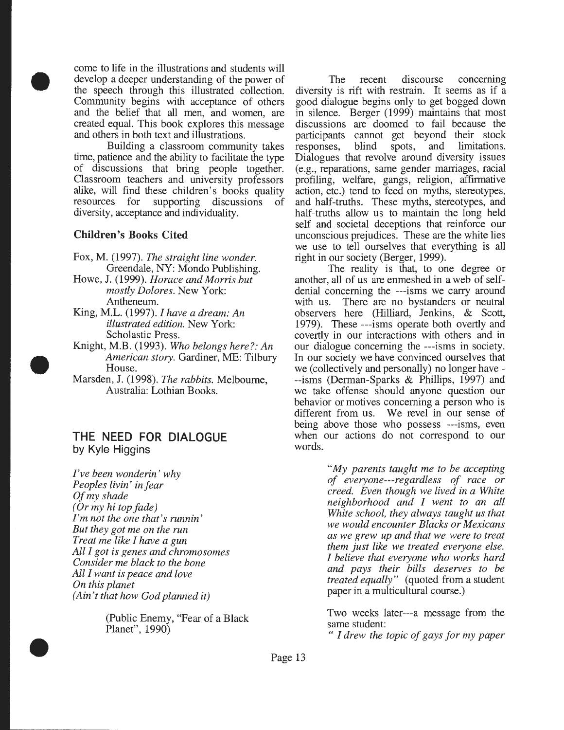come to life in the illustrations and students will develop a deeper understanding of the power of the speech through this illustrated collection. Community begins with acceptance of others and the belief that all men, and women, are created equal. This book explores this message and others in both text and illustrations.

Building a classroom community takes time, patience and the ability to facilitate the type of discussions that bring people together. Classroom teachers and university professors alike, will find these children's books quality resources for supporting discussions of diversity, acceptance and individuality.

### Children's Books Cited

Fox, M. (1997). *The straight line wonder.* Greendale, NY: Mondo Publishing.

Howe, J. (1999). *Horace and Morris but mostly Dolores*. New York: Antheneum.

King, M.L. (1997). *I have a dream: An illustrated edition.* New York: Scholastic Press.

Knight, M.B. (1993). *Who belongs here?: An American story.* Gardiner, ME: Tilbury House.

Marsden, J. (1998). *The rabbits.* Melbourne, Australia: Lothian Books.

## THE NEED FOR DIALOGUE

by Kyle Higgins

*I've been wonderin' why*
*Peoples livin' in fear*
*Of my shade*
*(Or my hi top fade)*
*I'm not the one that's runnin'*
*But they got me on the run*
*Treat me like I have a gun*
*All I got is genes and chromosomes*
*Consider me black to the bone*
*All I want is peace and love*
*On this planet*
*(Ain't that how God planned it)*

(Public Enemy, "Fear of a Black Planet", 1990)

The recent discourse concerning diversity is rift with restrain. It seems as if a good dialogue begins only to get bogged down in silence. Berger (1999) maintains that most discussions are doomed to fail because the participants cannot get beyond their stock responses, blind spots, and limitations. Dialogues that revolve around diversity issues (e.g., reparations, same gender marriages, racial profiling, welfare, gangs, religion, affirmative action, etc.) tend to feed on myths, stereotypes, and half-truths. These myths, stereotypes, and half-truths allow us to maintain the long held self and societal deceptions that reinforce our unconscious prejudices. These are the white lies we use to tell ourselves that everything is all right in our society (Berger, 1999).

The reality is that, to one degree or another, all of us are enmeshed in a web of self-denial concerning the ---isms we carry around with us. There are no bystanders or neutral observers here (Hilliard, Jenkins, & Scott, 1979). These ---isms operate both overtly and covertly in our interactions with others and in our dialogue concerning the ---isms in society. In our society we have convinced ourselves that we (collectively and personally) no longer have ---isms (Derman-Sparks & Phillips, 1997) and we take offense should anyone question our behavior or motives concerning a person who is different from us. We revel in our sense of being above those who possess ---isms, even when our actions do not correspond to our words.

> "*My parents taught me to be accepting of everyone---regardless of race or creed. Even though we lived in a White neighborhood and I went to an all White school, they always taught us that we would encounter Blacks or Mexicans as we grew up and that we were to treat them just like we treated everyone else. I believe that everyone who works hard and pays their bills deserves to be treated equally*" (quoted from a student paper in a multicultural course.)

Two weeks later---a message from the same student:

" *I drew the topic of gays for my paper*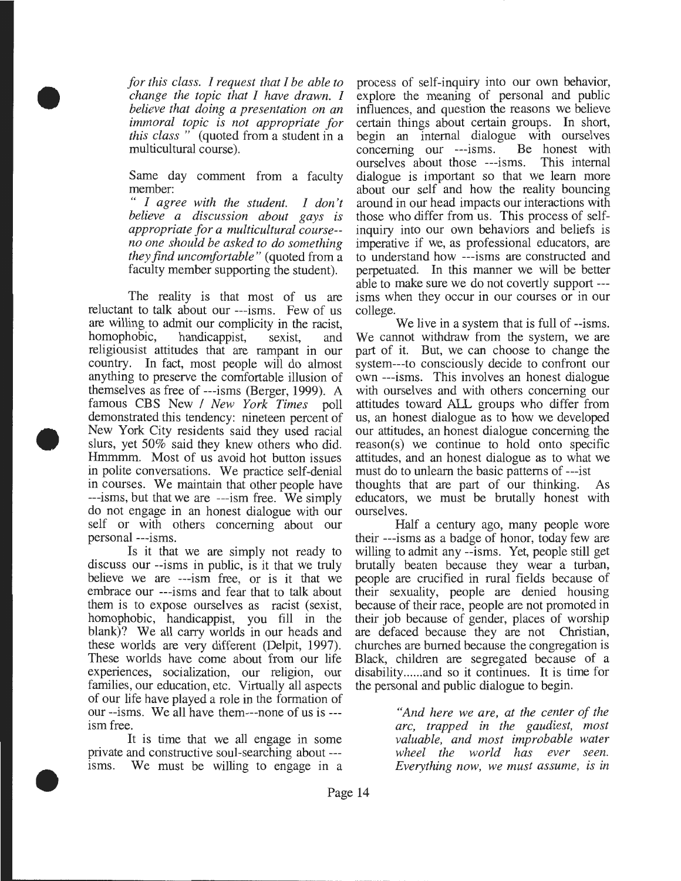*for this class. I request that I be able to change the topic that I have drawn. I believe that doing a presentation on an immoral topic is not appropriate for this class "* (quoted from a student in a multicultural course).

Same day comment from a faculty member:
*" I agree with the student. I don't believe a discussion about gays is appropriate for a multicultural course--no one should be asked to do something they find uncomfortable"* (quoted from a faculty member supporting the student).

The reality is that most of us are reluctant to talk about our ---isms. Few of us are willing to admit our complicity in the racist, homophobic, handicappist, sexist, and religiousist attitudes that are rampant in our country. In fact, most people will do almost anything to preserve the comfortable illusion of themselves as free of ---isms (Berger, 1999). A famous CBS New / *New York Times* poll demonstrated this tendency: nineteen percent of New York City residents said they used racial slurs, yet 50% said they knew others who did. Hmmmm. Most of us avoid hot button issues in polite conversations. We practice self-denial in courses. We maintain that other people have ---isms, but that we are ---ism free. We simply do not engage in an honest dialogue with our self or with others concerning about our personal ---isms.

Is it that we are simply not ready to discuss our --isms in public, is it that we truly believe we are ---ism free, or is it that we embrace our ---isms and fear that to talk about them is to expose ourselves as racist (sexist, homophobic, handicappist, you fill in the blank)? We all carry worlds in our heads and these worlds are very different (Delpit, 1997). These worlds have come about from our life experiences, socialization, our religion, our families, our education, etc. Virtually all aspects of our life have played a role in the formation of our --isms. We all have them---none of us is ---ism free.

It is time that we all engage in some private and constructive soul-searching about ---isms. We must be willing to engage in a process of self-inquiry into our own behavior, explore the meaning of personal and public influences, and question the reasons we believe certain things about certain groups. In short, begin an internal dialogue with ourselves concerning our ---isms. Be honest with ourselves about those ---isms. This internal dialogue is important so that we learn more about our self and how the reality bouncing around in our head impacts our interactions with those who differ from us. This process of self-inquiry into our own behaviors and beliefs is imperative if we, as professional educators, are to understand how ---isms are constructed and perpetuated. In this manner we will be better able to make sure we do not covertly support ---isms when they occur in our courses or in our college.

We live in a system that is full of --isms. We cannot withdraw from the system, we are part of it. But, we can choose to change the system---to consciously decide to confront our own ---isms. This involves an honest dialogue with ourselves and with others concerning our attitudes toward ALL groups who differ from us, an honest dialogue as to how we developed our attitudes, an honest dialogue concerning the reason(s) we continue to hold onto specific attitudes, and an honest dialogue as to what we must do to unlearn the basic patterns of ---ist thoughts that are part of our thinking. As educators, we must be brutally honest with ourselves.

Half a century ago, many people wore their ---isms as a badge of honor, today few are willing to admit any --isms. Yet, people still get brutally beaten because they wear a turban, people are crucified in rural fields because of their sexuality, people are denied housing because of their race, people are not promoted in their job because of gender, places of worship are defaced because they are not Christian, churches are burned because the congregation is Black, children are segregated because of a disability......and so it continues. It is time for the personal and public dialogue to begin.

> *"And here we are, at the center of the arc, trapped in the gaudiest, most valuable, and most improbable water wheel the world has ever seen. Everything now, we must assume, is in*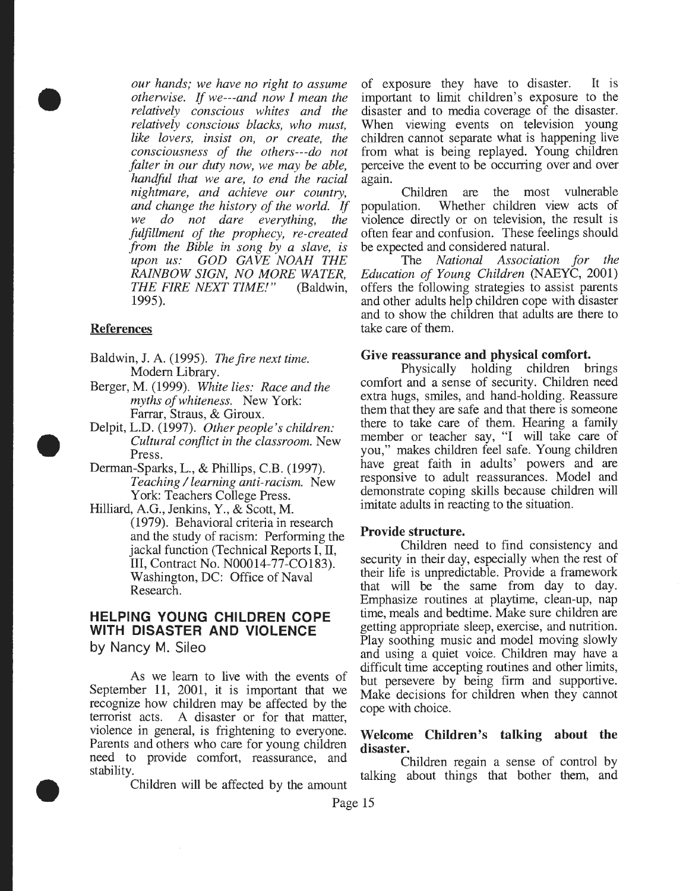*our hands; we have no right to assume otherwise. If we---and now I mean the relatively conscious whites and the relatively conscious blacks, who must, like lovers, insist on, or create, the consciousness of the others---do not falter in our duty now, we may be able, handful that we are, to end the racial nightmare, and achieve our country, and change the history of the world. If we do not dare everything, the fulfillment of the prophecy, re-created from the Bible in song by a slave, is upon us: GOD GAVE NOAH THE RAINBOW SIGN, NO MORE WATER, THE FIRE NEXT TIME!"* (Baldwin, 1995).

**References**

Baldwin, J. A. (1995). *The fire next time.* Modern Library.

Berger, M. (1999). *White lies: Race and the myths of whiteness.* New York: Farrar, Straus, & Giroux.

Delpit, L.D. (1997). *Other people's children: Cultural conflict in the classroom.* New Press.

Derman-Sparks, L., & Phillips, C.B. (1997). *Teaching / learning anti-racism.* New York: Teachers College Press.

Hilliard, A.G., Jenkins, Y., & Scott, M. (1979). Behavioral criteria in research and the study of racism: Performing the jackal function (Technical Reports I, II, III, Contract No. N00014-77-CO183). Washington, DC: Office of Naval Research.

## HELPING YOUNG CHILDREN COPE WITH DISASTER AND VIOLENCE

by Nancy M. Sileo

As we learn to live with the events of September 11, 2001, it is important that we recognize how children may be affected by the terrorist acts. A disaster or for that matter, violence in general, is frightening to everyone. Parents and others who care for young children need to provide comfort, reassurance, and stability.

Children will be affected by the amount of exposure they have to disaster. It is important to limit children's exposure to the disaster and to media coverage of the disaster. When viewing events on television young children cannot separate what is happening live from what is being replayed. Young children perceive the event to be occurring over and over again.

Children are the most vulnerable population. Whether children view acts of violence directly or on television, the result is often fear and confusion. These feelings should be expected and considered natural.

The *National Association for the Education of Young Children* (NAEYC, 2001) offers the following strategies to assist parents and other adults help children cope with disaster and to show the children that adults are there to take care of them.

**Give reassurance and physical comfort.**

Physically holding children brings comfort and a sense of security. Children need extra hugs, smiles, and hand-holding. Reassure them that they are safe and that there is someone there to take care of them. Hearing a family member or teacher say, "I will take care of you," makes children feel safe. Young children have great faith in adults' powers and are responsive to adult reassurances. Model and demonstrate coping skills because children will imitate adults in reacting to the situation.

**Provide structure.**

Children need to find consistency and security in their day, especially when the rest of their life is unpredictable. Provide a framework that will be the same from day to day. Emphasize routines at playtime, clean-up, nap time, meals and bedtime. Make sure children are getting appropriate sleep, exercise, and nutrition. Play soothing music and model moving slowly and using a quiet voice. Children may have a difficult time accepting routines and other limits, but persevere by being firm and supportive. Make decisions for children when they cannot cope with choice.

**Welcome Children's talking about the disaster.**

Children regain a sense of control by talking about things that bother them, and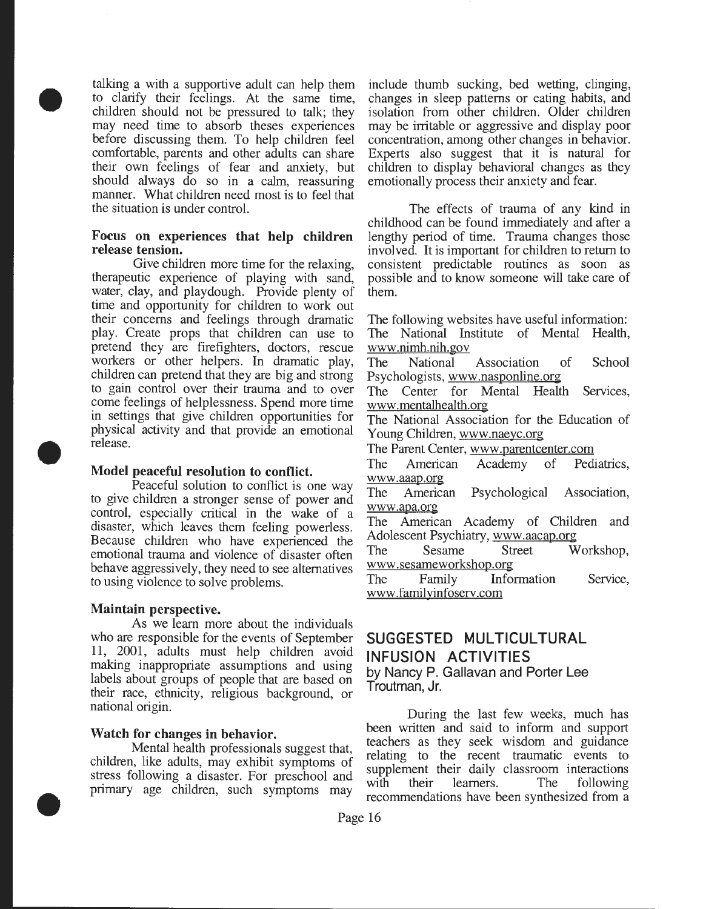talking a with a supportive adult can help them to clarify their feelings. At the same time, children should not be pressured to talk; they may need time to absorb theses experiences before discussing them. To help children feel comfortable, parents and other adults can share their own feelings of fear and anxiety, but should always do so in a calm, reassuring manner. What children need most is to feel that the situation is under control.

**Focus on experiences that help children release tension.**

Give children more time for the relaxing, therapeutic experience of playing with sand, water, clay, and playdough. Provide plenty of time and opportunity for children to work out their concerns and feelings through dramatic play. Create props that children can use to pretend they are firefighters, doctors, rescue workers or other helpers. In dramatic play, children can pretend that they are big and strong to gain control over their trauma and to over come feelings of helplessness. Spend more time in settings that give children opportunities for physical activity and that provide an emotional release.

**Model peaceful resolution to conflict.**

Peaceful solution to conflict is one way to give children a stronger sense of power and control, especially critical in the wake of a disaster, which leaves them feeling powerless. Because children who have experienced the emotional trauma and violence of disaster often behave aggressively, they need to see alternatives to using violence to solve problems.

**Maintain perspective.**

As we learn more about the individuals who are responsible for the events of September 11, 2001, adults must help children avoid making inappropriate assumptions and using labels about groups of people that are based on their race, ethnicity, religious background, or national origin.

**Watch for changes in behavior.**

Mental health professionals suggest that, children, like adults, may exhibit symptoms of stress following a disaster. For preschool and primary age children, such symptoms may include thumb sucking, bed wetting, clinging, changes in sleep patterns or eating habits, and isolation from other children. Older children may be irritable or aggressive and display poor concentration, among other changes in behavior. Experts also suggest that it is natural for children to display behavioral changes as they emotionally process their anxiety and fear.

The effects of trauma of any kind in childhood can be found immediately and after a lengthy period of time. Trauma changes those involved. It is important for children to return to consistent predictable routines as soon as possible and to know someone will take care of them.

The following websites have useful information:
The National Institute of Mental Health, www.nimh.nih.gov
The National Association of School Psychologists, www.nasponline.org
The Center for Mental Health Services, www.mentalhealth.org
The National Association for the Education of Young Children, www.naeyc.org
The Parent Center, www.parentcenter.com
The American Academy of Pediatrics, www.aaap.org
The American Psychological Association, www.apa.org
The American Academy of Children and Adolescent Psychiatry, www.aacap.org
The Sesame Street Workshop, www.sesameworkshop.org
The Family Information Service, www.familyinfoserv.com

## SUGGESTED MULTICULTURAL INFUSION ACTIVITIES

**by Nancy P. Gallavan and Porter Lee Troutman, Jr.**

During the last few weeks, much has been written and said to inform and support teachers as they seek wisdom and guidance relating to the recent traumatic events to supplement their daily classroom interactions with their learners. The following recommendations have been synthesized from a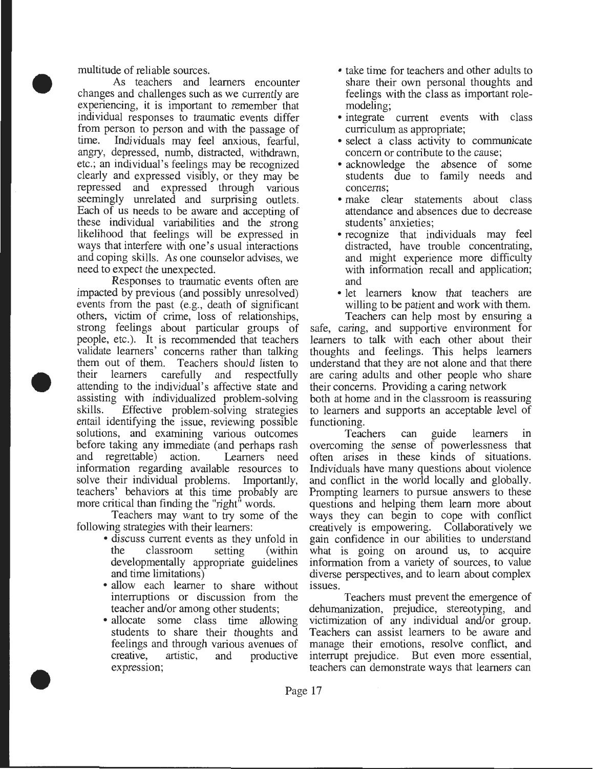multitude of reliable sources.

As teachers and learners encounter changes and challenges such as we currently are experiencing, it is important to remember that individual responses to traumatic events differ from person to person and with the passage of time. Individuals may feel anxious, fearful, angry, depressed, numb, distracted, withdrawn, etc.; an individual's feelings may be recognized clearly and expressed visibly, or they may be repressed and expressed through various seemingly unrelated and surprising outlets. Each of us needs to be aware and accepting of these individual variabilities and the strong likelihood that feelings will be expressed in ways that interfere with one's usual interactions and coping skills. As one counselor advises, we need to expect the unexpected.

Responses to traumatic events often are impacted by previous (and possibly unresolved) events from the past (e.g., death of significant others, victim of crime, loss of relationships, strong feelings about particular groups of people, etc.). It is recommended that teachers validate learners' concerns rather than talking them out of them. Teachers should listen to their learners carefully and respectfully attending to the individual's affective state and assisting with individualized problem-solving skills. Effective problem-solving strategies entail identifying the issue, reviewing possible solutions, and examining various outcomes before taking any immediate (and perhaps rash and regrettable) action. Learners need information regarding available resources to solve their individual problems. Importantly, teachers' behaviors at this time probably are more critical than finding the "right" words.

Teachers may want to try some of the following strategies with their learners:

- discuss current events as they unfold in the classroom setting (within developmentally appropriate guidelines and time limitations)
- allow each learner to share without interruptions or discussion from the teacher and/or among other students;
- allocate some class time allowing students to share their thoughts and feelings and through various avenues of creative, artistic, and productive expression;
- take time for teachers and other adults to share their own personal thoughts and feelings with the class as important role-modeling;
- integrate current events with class curriculum as appropriate;
- select a class activity to communicate concern or contribute to the cause;
- acknowledge the absence of some students due to family needs and concerns;
- make clear statements about class attendance and absences due to decrease students' anxieties;
- recognize that individuals may feel distracted, have trouble concentrating, and might experience more difficulty with information recall and application; and
- let learners know that teachers are willing to be patient and work with them.

Teachers can help most by ensuring a safe, caring, and supportive environment for learners to talk with each other about their thoughts and feelings. This helps learners understand that they are not alone and that there are caring adults and other people who share their concerns. Providing a caring network both at home and in the classroom is reassuring to learners and supports an acceptable level of functioning.

Teachers can guide learners in overcoming the sense of powerlessness that often arises in these kinds of situations. Individuals have many questions about violence and conflict in the world locally and globally. Prompting learners to pursue answers to these questions and helping them learn more about ways they can begin to cope with conflict creatively is empowering. Collaboratively we gain confidence in our abilities to understand what is going on around us, to acquire information from a variety of sources, to value diverse perspectives, and to learn about complex issues.

Teachers must prevent the emergence of dehumanization, prejudice, stereotyping, and victimization of any individual and/or group. Teachers can assist learners to be aware and manage their emotions, resolve conflict, and interrupt prejudice. But even more essential, teachers can demonstrate ways that learners can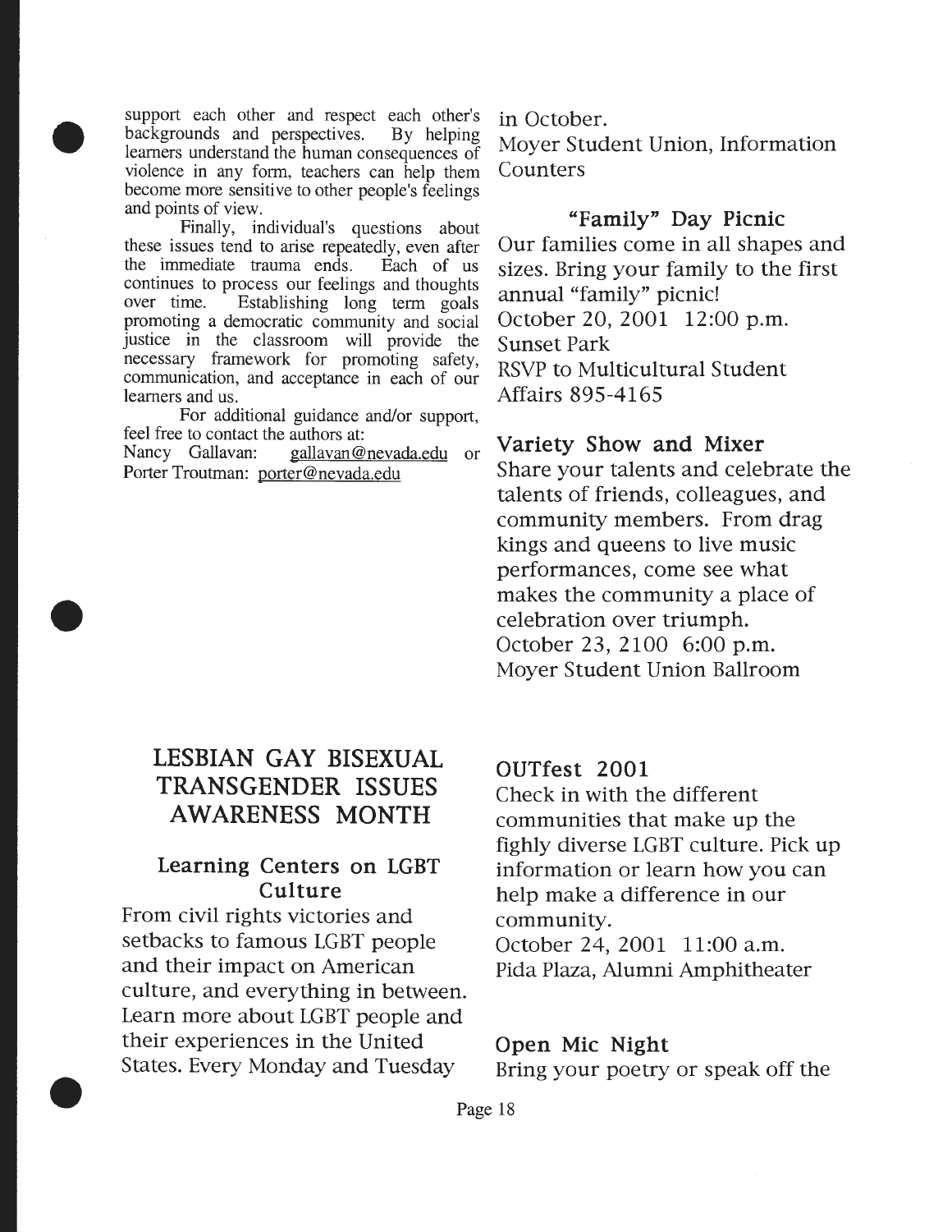support each other and respect each other's backgrounds and perspectives. By helping learners understand the human consequences of violence in any form, teachers can help them become more sensitive to other people's feelings and points of view.

Finally, individual's questions about these issues tend to arise repeatedly, even after the immediate trauma ends. Each of us continues to process our feelings and thoughts over time. Establishing long term goals promoting a democratic community and social justice in the classroom will provide the necessary framework for promoting safety, communication, and acceptance in each of our learners and us.

For additional guidance and/or support, feel free to contact the authors at:
Nancy Gallavan: gallavan@nevada.edu or
Porter Troutman: porter@nevada.edu

## LESBIAN GAY BISEXUAL TRANSGENDER ISSUES AWARENESS MONTH

### Learning Centers on LGBT Culture

From civil rights victories and setbacks to famous LGBT people and their impact on American culture, and everything in between. Learn more about LGBT people and their experiences in the United States. Every Monday and Tuesday in October.
Moyer Student Union, Information Counters

### "Family" Day Picnic

Our families come in all shapes and sizes. Bring your family to the first annual "family" picnic!
October 20, 2001 12:00 p.m.
Sunset Park
RSVP to Multicultural Student Affairs 895-4165

### Variety Show and Mixer

Share your talents and celebrate the talents of friends, colleagues, and community members. From drag kings and queens to live music performances, come see what makes the community a place of celebration over triumph.
October 23, 2100 6:00 p.m.
Moyer Student Union Ballroom

### OUTfest 2001

Check in with the different communities that make up the fighly diverse LGBT culture. Pick up information or learn how you can help make a difference in our community.
October 24, 2001 11:00 a.m.
Pida Plaza, Alumni Amphitheater

### Open Mic Night

Bring your poetry or speak off the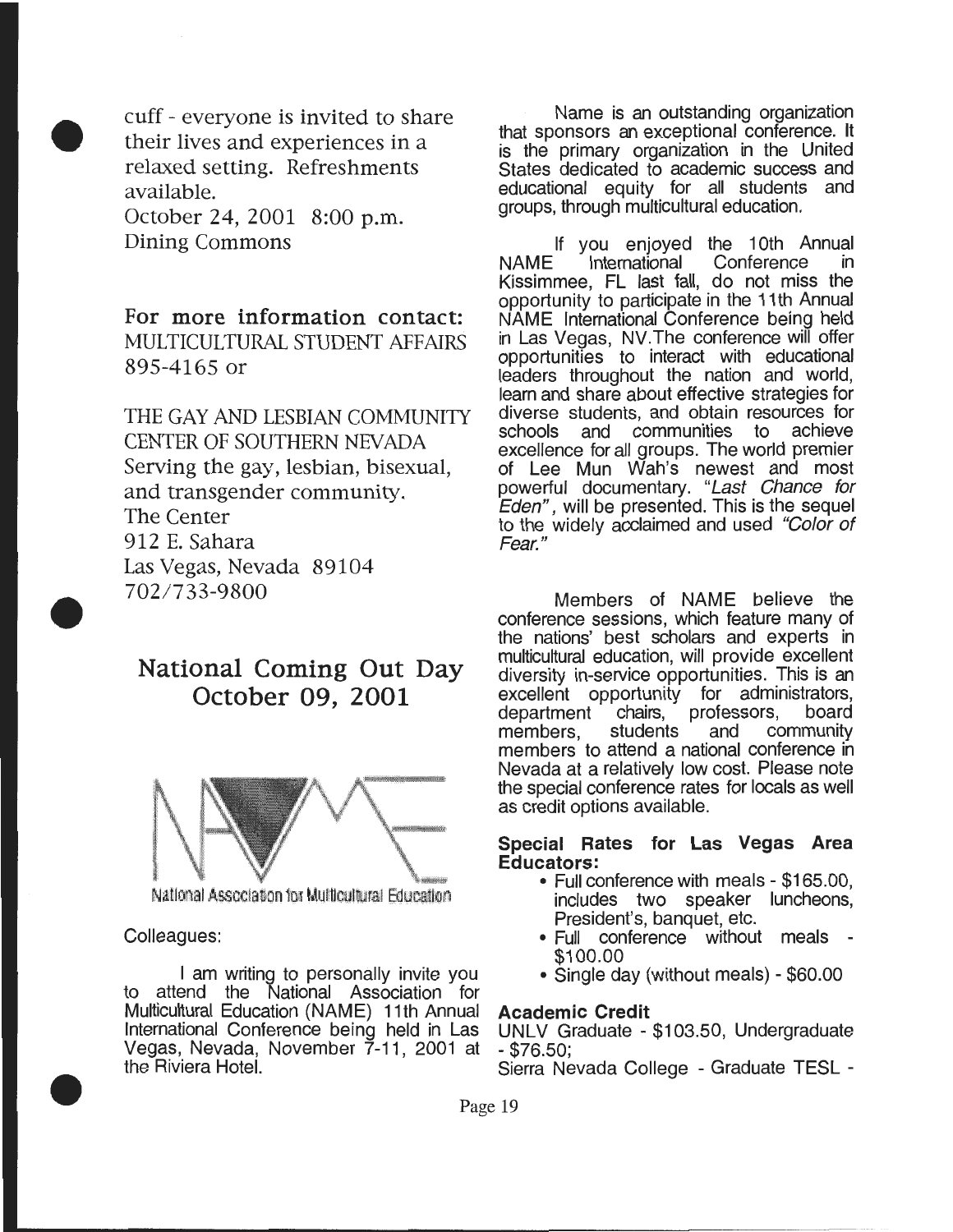cuff - everyone is invited to share their lives and experiences in a relaxed setting. Refreshments available.

October 24, 2001 8:00 p.m.
Dining Commons

**For more information contact:**
MULTICULTURAL STUDENT AFFAIRS
895-4165 or

THE GAY AND LESBIAN COMMUNITY CENTER OF SOUTHERN NEVADA
Serving the gay, lesbian, bisexual, and transgender community.
The Center
912 E. Sahara
Las Vegas, Nevada 89104
702/733-9800

## National Coming Out Day October 09, 2001

NAME
National Association for Multicultural Education

Colleagues:

I am writing to personally invite you to attend the National Association for Multicultural Education (NAME) 11th Annual International Conference being held in Las Vegas, Nevada, November 7-11, 2001 at the Riviera Hotel.

Name is an outstanding organization that sponsors an exceptional conference. It is the primary organization in the United States dedicated to academic success and educational equity for all students and groups, through multicultural education.

If you enjoyed the 10th Annual NAME International Conference in Kissimmee, FL last fall, do not miss the opportunity to participate in the 11th Annual NAME International Conference being held in Las Vegas, NV.The conference will offer opportunities to interact with educational leaders throughout the nation and world, learn and share about effective strategies for diverse students, and obtain resources for schools and communities to achieve excellence for all groups. The world premier of Lee Mun Wah's newest and most powerful documentary. "*Last Chance for Eden*", will be presented. This is the sequel to the widely acclaimed and used *"Color of Fear."*

Members of NAME believe the conference sessions, which feature many of the nations' best scholars and experts in multicultural education, will provide excellent diversity in-service opportunities. This is an excellent opportunity for administrators, department chairs, professors, board members, students and community members to attend a national conference in Nevada at a relatively low cost. Please note the special conference rates for locals as well as credit options available.

**Special Rates for Las Vegas Area Educators:**

- Full conference with meals - $165.00, includes two speaker luncheons, President's, banquet, etc.
- Full conference without meals - $100.00
- Single day (without meals) - $60.00

**Academic Credit**

UNLV Graduate - $103.50, Undergraduate - $76.50;
Sierra Nevada College - Graduate TESL -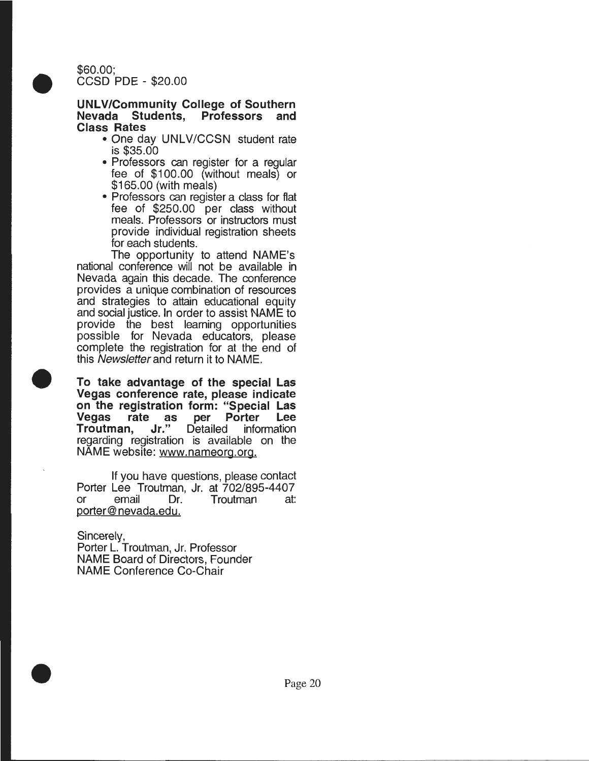$60.00;
CCSD PDE - $20.00

**UNLV/Community College of Southern Nevada Students, Professors and Class Rates**

- One day UNLV/CCSN student rate is $35.00
- Professors can register for a regular fee of $100.00 (without meals) or $165.00 (with meals)
- Professors can register a class for flat fee of $250.00 per class without meals. Professors or instructors must provide individual registration sheets for each students.

The opportunity to attend NAME's national conference will not be available in Nevada again this decade. The conference provides a unique combination of resources and strategies to attain educational equity and social justice. In order to assist NAME to provide the best learning opportunities possible for Nevada educators, please complete the registration for at the end of this *Newsletter* and return it to NAME.

**To take advantage of the special Las Vegas conference rate, please indicate on the registration form: "Special Las Vegas rate as per Porter Lee Troutman, Jr."** Detailed information regarding registration is available on the NAME website: www.nameorg.org.

If you have questions, please contact Porter Lee Troutman, Jr. at 702/895-4407 or email Dr. Troutman at: porter@nevada.edu.

Sincerely,
Porter L. Troutman, Jr. Professor
NAME Board of Directors, Founder
NAME Conference Co-Chair